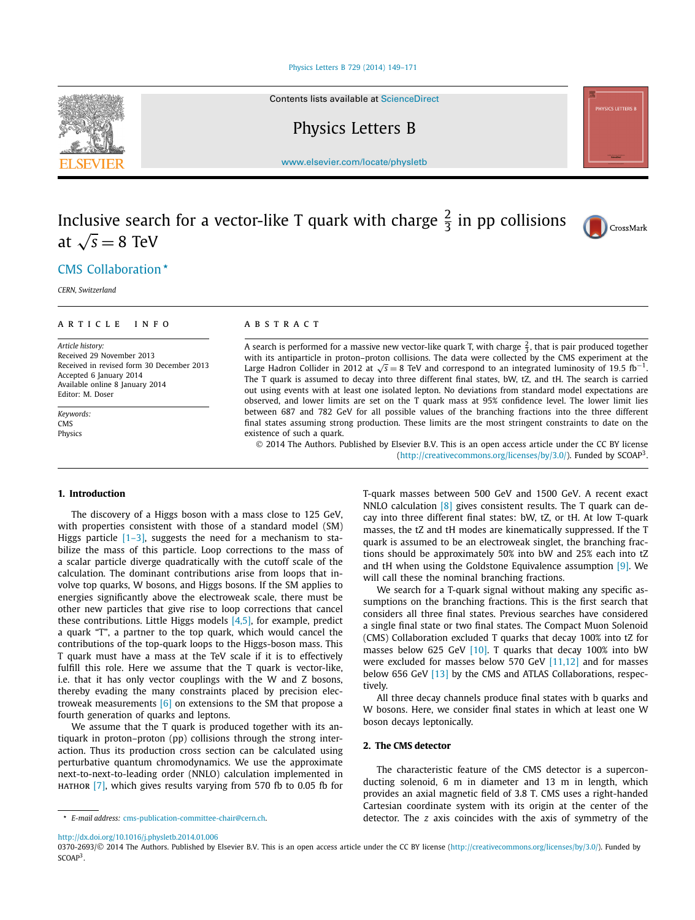# Inclusive search for a vector-like T quark with charge $\frac{2}{3}$ in pp collisions at $\sqrt{s} = 8$ TeV

CMS Collaboration *

*CERN, Switzerland*

**ARTICLE INFO**

*Article history:*
Received 29 November 2013
Received in revised form 30 December 2013
Accepted 6 January 2014
Available online 8 January 2014
Editor: M. Doser

*Keywords:*
CMS
Physics

**ABSTRACT**

A search is performed for a massive new vector-like quark T, with charge $\frac{2}{3}$, that is pair produced together with its antiparticle in proton–proton collisions. The data were collected by the CMS experiment at the Large Hadron Collider in 2012 at $\sqrt{s} = 8$ TeV and correspond to an integrated luminosity of 19.5 $\text{fb}^{-1}$. The T quark is assumed to decay into three different final states, bW, tZ, and tH. The search is carried out using events with at least one isolated lepton. No deviations from standard model expectations are observed, and lower limits are set on the T quark mass at 95% confidence level. The lower limit lies between 687 and 782 GeV for all possible values of the branching fractions into the three different final states assuming strong production. These limits are the most stringent constraints to date on the existence of such a quark.

© 2014 The Authors. Published by Elsevier B.V. This is an open access article under the CC BY license (http://creativecommons.org/licenses/by/3.0/). Funded by SCOAP[3].

## 1. Introduction

The discovery of a Higgs boson with a mass close to 125 GeV, with properties consistent with those of a standard model (SM) Higgs particle [1–3], suggests the need for a mechanism to stabilize the mass of this particle. Loop corrections to the mass of a scalar particle diverge quadratically with the cutoff scale of the calculation. The dominant contributions arise from loops that involve top quarks, W bosons, and Higgs bosons. If the SM applies to energies significantly above the electroweak scale, there must be other new particles that give rise to loop corrections that cancel these contributions. Little Higgs models [4,5], for example, predict a quark "T", a partner to the top quark, which would cancel the contributions of the top-quark loops to the Higgs-boson mass. This T quark must have a mass at the TeV scale if it is to effectively fulfill this role. Here we assume that the T quark is vector-like, i.e. that it has only vector couplings with the W and Z bosons, thereby evading the many constraints placed by precision electroweak measurements [6] on extensions to the SM that propose a fourth generation of quarks and leptons.

We assume that the T quark is produced together with its antiquark in proton–proton (pp) collisions through the strong interaction. Thus its production cross section can be calculated using perturbative quantum chromodynamics. We use the approximate next-to-next-to-leading order (NNLO) calculation implemented in HATHOR [7], which gives results varying from 570 fb to 0.05 fb for T-quark masses between 500 GeV and 1500 GeV. A recent exact NNLO calculation [8] gives consistent results. The T quark can decay into three different final states: bW, tZ, or tH. At low T-quark masses, the tZ and tH modes are kinematically suppressed. If the T quark is assumed to be an electroweak singlet, the branching fractions should be approximately 50% into bW and 25% each into tZ and tH when using the Goldstone Equivalence assumption [9]. We will call these the nominal branching fractions.

We search for a T-quark signal without making any specific assumptions on the branching fractions. This is the first search that considers all three final states. Previous searches have considered a single final state or two final states. The Compact Muon Solenoid (CMS) Collaboration excluded T quarks that decay 100% into tZ for masses below 625 GeV [10]. T quarks that decay 100% into bW were excluded for masses below 570 GeV [11,12] and for masses below 656 GeV [13] by the CMS and ATLAS Collaborations, respectively.

All three decay channels produce final states with b quarks and W bosons. Here, we consider final states in which at least one W boson decays leptonically.

## 2. The CMS detector

The characteristic feature of the CMS detector is a superconducting solenoid, 6 m in diameter and 13 m in length, which provides an axial magnetic field of 3.8 T. CMS uses a right-handed Cartesian coordinate system with its origin at the center of the detector. The $z$ axis coincides with the axis of symmetry of the

* E-mail address: cms-publication-committee-chair@cern.ch.

http://dx.doi.org/10.1016/j.physletb.2014.01.006
0370-2693/© 2014 The Authors. Published by Elsevier B.V. This is an open access article under the CC BY license (http://creativecommons.org/licenses/by/3.0/). Funded by SCOAP[3].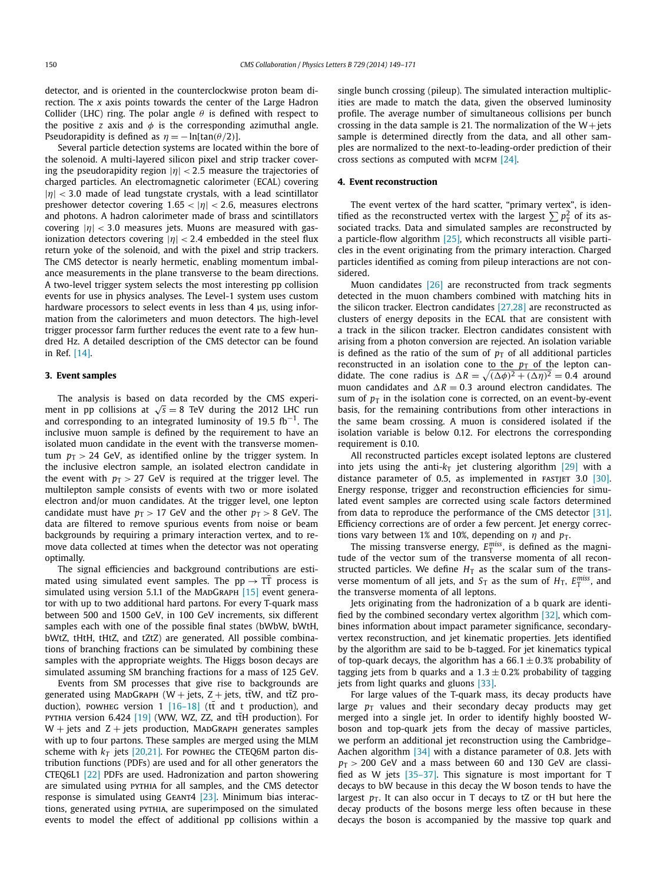detector, and is oriented in the counterclockwise proton beam direction. The $x$ axis points towards the center of the Large Hadron Collider (LHC) ring. The polar angle $\theta$ is defined with respect to the positive $z$ axis and $\phi$ is the corresponding azimuthal angle. Pseudorapidity is defined as $\eta = -\ln[\tan(\theta/2)]$.

Several particle detection systems are located within the bore of the solenoid. A multi-layered silicon pixel and strip tracker covering the pseudorapidity region $|\eta| < 2.5$ measure the trajectories of charged particles. An electromagnetic calorimeter (ECAL) covering $|\eta| < 3.0$ made of lead tungstate crystals, with a lead scintillator preshower detector covering $1.65 < |\eta| < 2.6$, measures electrons and photons. A hadron calorimeter made of brass and scintillators covering $|\eta| < 3.0$ measures jets. Muons are measured with gas-ionization detectors covering $|\eta| < 2.4$ embedded in the steel flux return yoke of the solenoid, and with the pixel and strip trackers. The CMS detector is nearly hermetic, enabling momentum imbalance measurements in the plane transverse to the beam directions. A two-level trigger system selects the most interesting pp collision events for use in physics analyses. The Level-1 system uses custom hardware processors to select events in less than 4 μs, using information from the calorimeters and muon detectors. The high-level trigger processor farm further reduces the event rate to a few hundred Hz. A detailed description of the CMS detector can be found in Ref. [14].

## 3. Event samples

The analysis is based on data recorded by the CMS experiment in pp collisions at $\sqrt{s} = 8$ TeV during the 2012 LHC run and corresponding to an integrated luminosity of 19.5 $\text{fb}^{-1}$. The inclusive muon sample is defined by the requirement to have an isolated muon candidate in the event with the transverse momentum $p_T > 24$ GeV, as identified online by the trigger system. In the inclusive electron sample, an isolated electron candidate in the event with $p_T > 27$ GeV is required at the trigger level. The multilepton sample consists of events with two or more isolated electron and/or muon candidates. At the trigger level, one lepton candidate must have $p_T > 17$ GeV and the other $p_T > 8$ GeV. The data are filtered to remove spurious events from noise or beam backgrounds by requiring a primary interaction vertex, and to remove data collected at times when the detector was not operating optimally.

The signal efficiencies and background contributions are estimated using simulated event samples. The $\text{pp} \to \text{T}\bar{\text{T}}$ process is simulated using version 5.1.1 of the MadGraph [15] event generator with up to two additional hard partons. For every T-quark mass between 500 and 1500 GeV, in 100 GeV increments, six different samples each with one of the possible final states (bWbW, bWtH, bWtZ, tHtH, tHtZ, and tZtZ) are generated. All possible combinations of branching fractions can be simulated by combining these samples with the appropriate weights. The Higgs boson decays are simulated assuming SM branching fractions for a mass of 125 GeV.

Events from SM processes that give rise to backgrounds are generated using MadGraph (W + jets, Z + jets, $\text{t}\bar{\text{t}}$W, and $\text{t}\bar{\text{t}}$Z production), powheg version 1 [16–18] ($\text{t}\bar{\text{t}}$ and t production), and pythia version 6.424 [19] (WW, WZ, ZZ, and $\text{t}\bar{\text{t}}$H production). For W + jets and Z + jets production, MadGraph generates samples with up to four partons. These samples are merged using the MLM scheme with $k_T$ jets [20,21]. For powheg the CTEQ6M parton distribution functions (PDFs) are used and for all other generators the CTEQ6L1 [22] PDFs are used. Hadronization and parton showering are simulated using pythia for all samples, and the CMS detector response is simulated using Geant4 [23]. Minimum bias interactions, generated using pythia, are superimposed on the simulated events to model the effect of additional pp collisions within a single bunch crossing (pileup). The simulated interaction multiplicities are made to match the data, given the observed luminosity profile. The average number of simultaneous collisions per bunch crossing in the data sample is 21. The normalization of the W+jets sample is determined directly from the data, and all other samples are normalized to the next-to-leading-order prediction of their cross sections as computed with mcfm [24].

## 4. Event reconstruction

The event vertex of the hard scatter, "primary vertex", is identified as the reconstructed vertex with the largest $\sum p_T^2$ of its associated tracks. Data and simulated samples are reconstructed by a particle-flow algorithm [25], which reconstructs all visible particles in the event originating from the primary interaction. Charged particles identified as coming from pileup interactions are not considered.

Muon candidates [26] are reconstructed from track segments detected in the muon chambers combined with matching hits in the silicon tracker. Electron candidates [27,28] are reconstructed as clusters of energy deposits in the ECAL that are consistent with a track in the silicon tracker. Electron candidates consistent with arising from a photon conversion are rejected. An isolation variable is defined as the ratio of the sum of $p_T$ of all additional particles reconstructed in an isolation cone to the $p_T$ of the lepton candidate. The cone radius is $\Delta R = \sqrt{(\Delta\phi)^2 + (\Delta\eta)^2} = 0.4$ around muon candidates and $\Delta R = 0.3$ around electron candidates. The sum of $p_T$ in the isolation cone is corrected, on an event-by-event basis, for the remaining contributions from other interactions in the same beam crossing. A muon is considered isolated if the isolation variable is below 0.12. For electrons the corresponding requirement is 0.10.

All reconstructed particles except isolated leptons are clustered into jets using the anti-$k_T$ jet clustering algorithm [29] with a distance parameter of 0.5, as implemented in fastjet 3.0 [30]. Energy response, trigger and reconstruction efficiencies for simulated event samples are corrected using scale factors determined from data to reproduce the performance of the CMS detector [31]. Efficiency corrections are of order a few percent. Jet energy corrections vary between 1% and 10%, depending on $\eta$ and $p_T$.

The missing transverse energy, $E_T^{miss}$, is defined as the magnitude of the vector sum of the transverse momenta of all reconstructed particles. We define $H_T$ as the scalar sum of the transverse momentum of all jets, and $S_T$ as the sum of $H_T$, $E_T^{miss}$, and the transverse momenta of all leptons.

Jets originating from the hadronization of a b quark are identified by the combined secondary vertex algorithm [32], which combines information about impact parameter significance, secondary-vertex reconstruction, and jet kinematic properties. Jets identified by the algorithm are said to be b-tagged. For jet kinematics typical of top-quark decays, the algorithm has a $66.1 \pm 0.3\%$ probability of tagging jets from b quarks and a $1.3 \pm 0.2\%$ probability of tagging jets from light quarks and gluons [33].

For large values of the T-quark mass, its decay products have large $p_T$ values and their secondary decay products may get merged into a single jet. In order to identify highly boosted W-boson and top-quark jets from the decay of massive particles, we perform an additional jet reconstruction using the Cambridge–Aachen algorithm [34] with a distance parameter of 0.8. Jets with $p_T > 200$ GeV and a mass between 60 and 130 GeV are classified as W jets [35–37]. This signature is most important for T decays to bW because in this decay the W boson tends to have the largest $p_T$. It can also occur in T decays to tZ or tH but here the decay products of the bosons merge less often because in these decays the boson is accompanied by the massive top quark and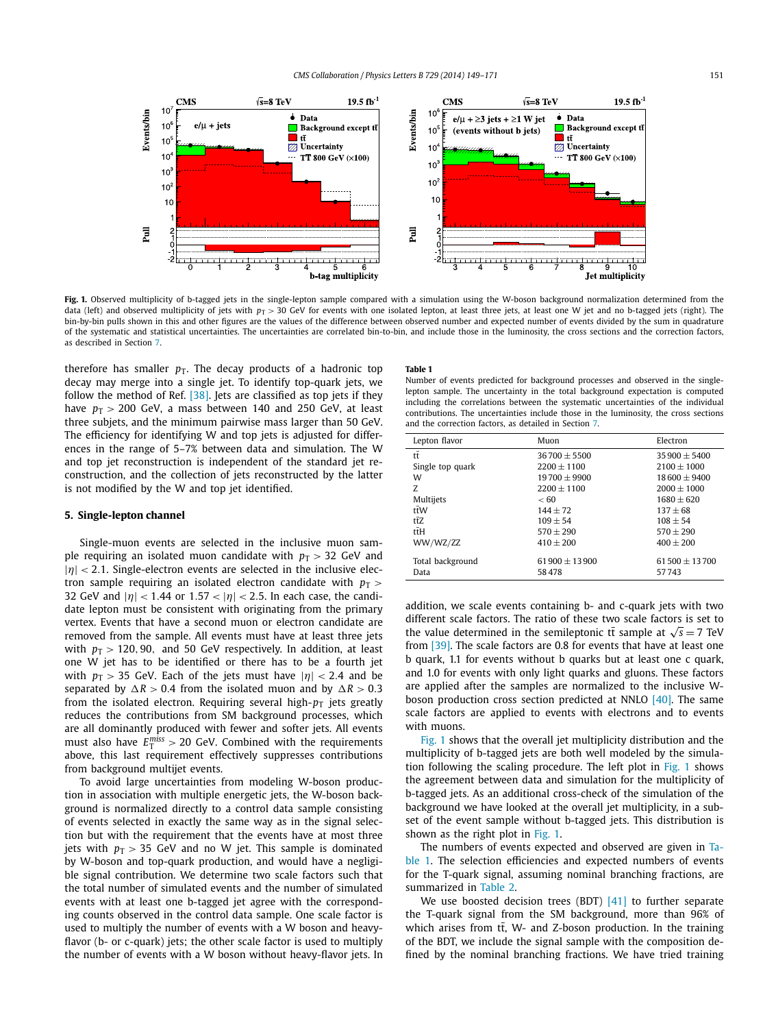**Fig. 1.** Observed multiplicity of b-tagged jets in the single-lepton sample compared with a simulation using the W-boson background normalization determined from the data (left) and observed multiplicity of jets with $p_T > 30$ GeV for events with one isolated lepton, at least three jets, at least one W jet and no b-tagged jets (right). The bin-by-bin pulls shown in this and other figures are the values of the difference between observed number and expected number of events divided by the sum in quadrature of the systematic and statistical uncertainties. The uncertainties are correlated bin-to-bin, and include those in the luminosity, the cross sections and the correction factors, as described in Section 7.

therefore has smaller $p_T$. The decay products of a hadronic top decay may merge into a single jet. To identify top-quark jets, we follow the method of Ref. [38]. Jets are classified as top jets if they have $p_T > 200$ GeV, a mass between 140 and 250 GeV, at least three subjets, and the minimum pairwise mass larger than 50 GeV. The efficiency for identifying W and top jets is adjusted for differences in the range of 5–7% between data and simulation. The W and top jet reconstruction is independent of the standard jet reconstruction, and the collection of jets reconstructed by the latter is not modified by the W and top jet identified.

## 5. Single-lepton channel

Single-muon events are selected in the inclusive muon sample requiring an isolated muon candidate with $p_T > 32$ GeV and $|\eta| < 2.1$. Single-electron events are selected in the inclusive electron sample requiring an isolated electron candidate with $p_T > 32$ GeV and $|\eta| < 1.44$ or $1.57 < |\eta| < 2.5$. In each case, the candidate lepton must be consistent with originating from the primary vertex. Events that have a second muon or electron candidate are removed from the sample. All events must have at least three jets with $p_T > 120, 90,$ and 50 GeV respectively. In addition, at least one W jet has to be identified or there has to be a fourth jet with $p_T > 35$ GeV. Each of the jets must have $|\eta| < 2.4$ and be separated by $\Delta R > 0.4$ from the isolated muon and by $\Delta R > 0.3$ from the isolated electron. Requiring several high-$p_T$ jets greatly reduces the contributions from SM background processes, which are all dominantly produced with fewer and softer jets. All events must also have $E_T^{miss} > 20$ GeV. Combined with the requirements above, this last requirement effectively suppresses contributions from background multijet events.

To avoid large uncertainties from modeling W-boson production in association with multiple energetic jets, the W-boson background is normalized directly to a control data sample consisting of events selected in exactly the same way as in the signal selection but with the requirement that the events have at most three jets with $p_T > 35$ GeV and no W jet. This sample is dominated by W-boson and top-quark production, and would have a negligible signal contribution. We determine two scale factors such that the total number of simulated events and the number of simulated events with at least one b-tagged jet agree with the corresponding counts observed in the control data sample. One scale factor is used to multiply the number of events with a W boson and heavy-flavor (b- or c-quark) jets; the other scale factor is used to multiply the number of events with a W boson without heavy-flavor jets. In addition, we scale events containing b- and c-quark jets with two different scale factors. The ratio of these two scale factors is set to the value determined in the semileptonic $t\bar{t}$ sample at $\sqrt{s} = 7$ TeV from [39]. The scale factors are 0.8 for events that have at least one b quark, 1.1 for events without b quarks but at least one c quark, and 1.0 for events with only light quarks and gluons. These factors are applied after the samples are normalized to the inclusive W-boson production cross section predicted at NNLO [40]. The same scale factors are applied to events with electrons and to events with muons.

Fig. 1 shows that the overall jet multiplicity distribution and the multiplicity of b-tagged jets are both well modeled by the simulation following the scaling procedure. The left plot in Fig. 1 shows the agreement between data and simulation for the multiplicity of b-tagged jets. As an additional cross-check of the simulation of the background we have looked at the overall jet multiplicity, in a subset of the event sample without b-tagged jets. This distribution is shown as the right plot in Fig. 1.

The numbers of events expected and observed are given in Table 1. The selection efficiencies and expected numbers of events for the T-quark signal, assuming nominal branching fractions, are summarized in Table 2.

We use boosted decision trees (BDT) [41] to further separate the T-quark signal from the SM background, more than 96% of which arises from $t\bar{t}$, W- and Z-boson production. In the training of the BDT, we include the signal sample with the composition defined by the nominal branching fractions. We have tried training

**Table 1**
Number of events predicted for background processes and observed in the single-lepton sample. The uncertainty in the total background expectation is computed including the correlations between the systematic uncertainties of the individual contributions. The uncertainties include those in the luminosity, the cross sections and the correction factors, as detailed in Section 7.

| Lepton flavor | Muon | Electron |
|---|---|---|
| $t\bar{t}$ | $36\,700 \pm 5500$ | $35\,900 \pm 5400$ |
| Single top quark | $2200 \pm 1100$ | $2100 \pm 1000$ |
| W | $19\,700 \pm 9900$ | $18\,600 \pm 9400$ |
| Z | $2200 \pm 1100$ | $2000 \pm 1000$ |
| Multijets | $< 60$ | $1680 \pm 620$ |
| $t\bar{t}W$ | $144 \pm 72$ | $137 \pm 68$ |
| $t\bar{t}Z$ | $109 \pm 54$ | $108 \pm 54$ |
| $t\bar{t}H$ | $570 \pm 290$ | $570 \pm 290$ |
| WW/WZ/ZZ | $410 \pm 200$ | $400 \pm 200$ |
| Total background | $61\,900 \pm 13\,900$ | $61\,500 \pm 13\,700$ |
| Data | 58 478 | 57 743 |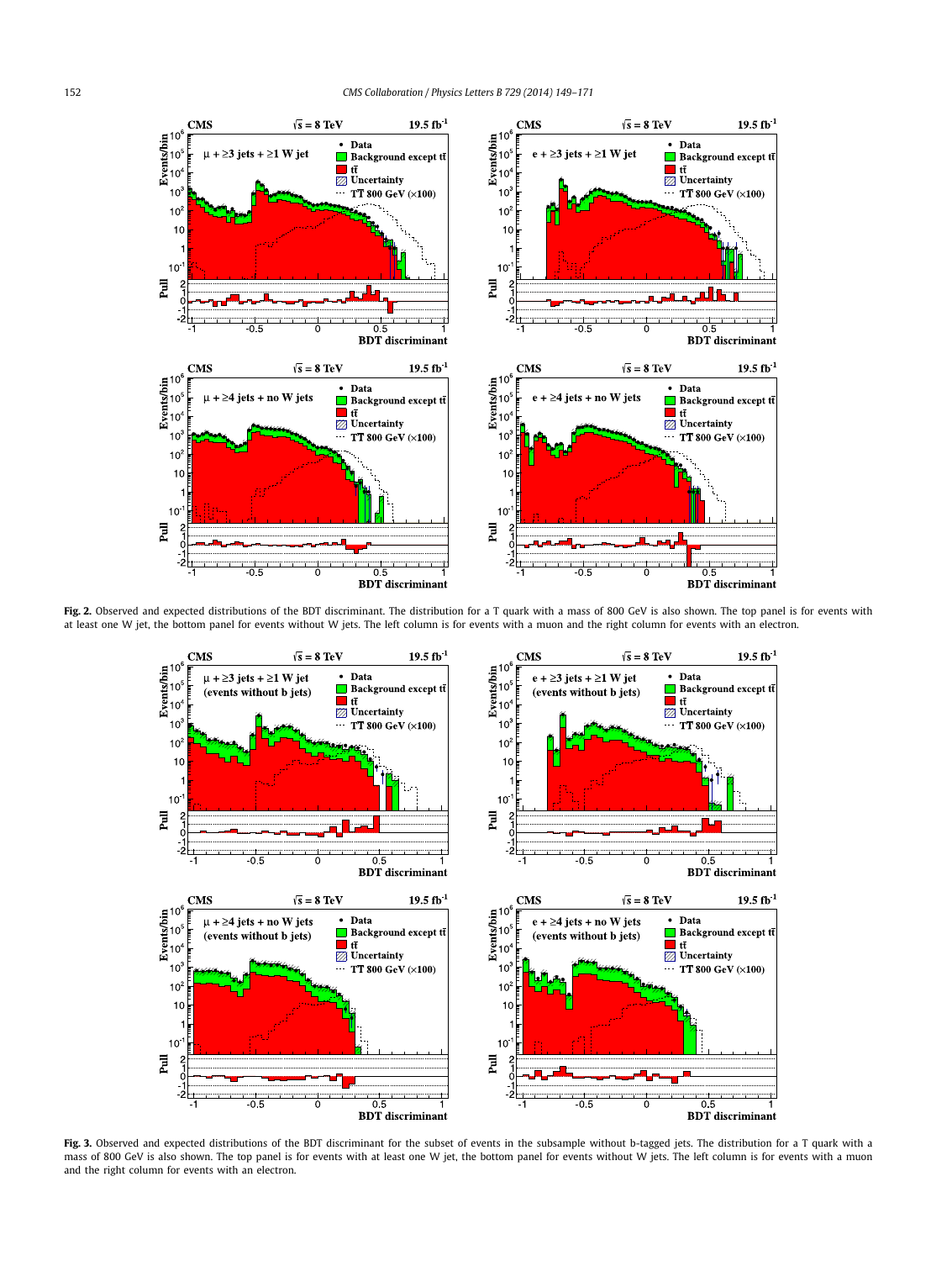**Fig. 2.** Observed and expected distributions of the BDT discriminant. The distribution for a T quark with a mass of 800 GeV is also shown. The top panel is for events with at least one W jet, the bottom panel for events without W jets. The left column is for events with a muon and the right column for events with an electron.

**Fig. 3.** Observed and expected distributions of the BDT discriminant for the subset of events in the subsample without b-tagged jets. The distribution for a T quark with a mass of 800 GeV is also shown. The top panel is for events with at least one W jet, the bottom panel for events without W jets. The left column is for events with a muon and the right column for events with an electron.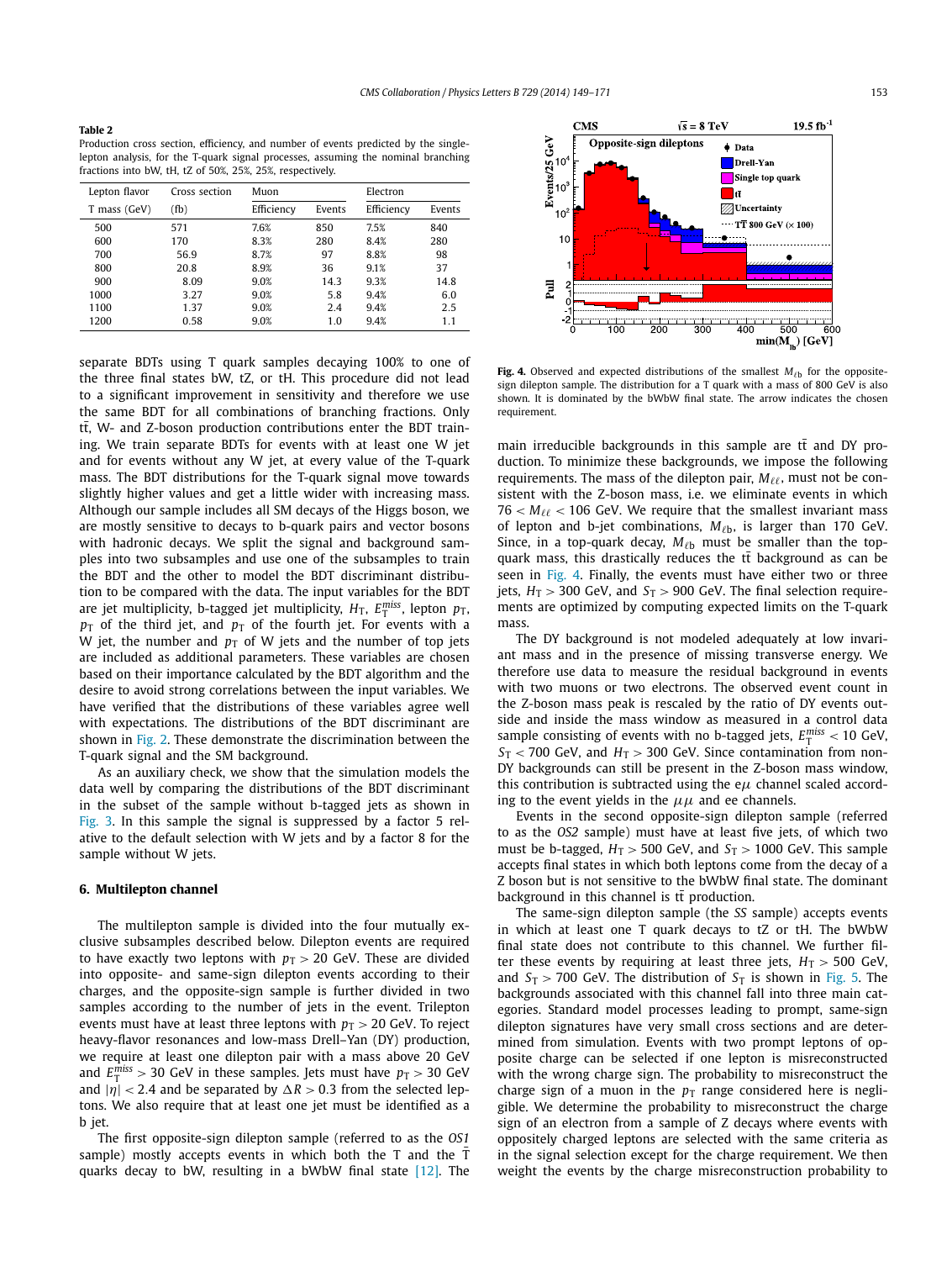**Table 2**
Production cross section, efficiency, and number of events predicted by the single-lepton analysis, for the T-quark signal processes, assuming the nominal branching fractions into bW, tH, tZ of 50%, 25%, 25%, respectively.

| Lepton flavor | Cross section | Muon | | Electron | |
|---|---|---|---|---|---|
| T mass (GeV) | (fb) | Efficiency | Events | Efficiency | Events |
| 500 | 571 | 7.6% | 850 | 7.5% | 840 |
| 600 | 170 | 8.3% | 280 | 8.4% | 280 |
| 700 | 56.9 | 8.7% | 97 | 8.8% | 98 |
| 800 | 20.8 | 8.9% | 36 | 9.1% | 37 |
| 900 | 8.09 | 9.0% | 14.3 | 9.3% | 14.8 |
| 1000 | 3.27 | 9.0% | 5.8 | 9.4% | 6.0 |
| 1100 | 1.37 | 9.0% | 2.4 | 9.4% | 2.5 |
| 1200 | 0.58 | 9.0% | 1.0 | 9.4% | 1.1 |

separate BDTs using T quark samples decaying 100% to one of the three final states bW, tZ, or tH. This procedure did not lead to a significant improvement in sensitivity and therefore we use the same BDT for all combinations of branching fractions. Only $t\bar{t}$, W- and Z-boson production contributions enter the BDT training. We train separate BDTs for events with at least one W jet and for events without any W jet, at every value of the T-quark mass. The BDT distributions for the T-quark signal move towards slightly higher values and get a little wider with increasing mass. Although our sample includes all SM decays of the Higgs boson, we are mostly sensitive to decays to b-quark pairs and vector bosons with hadronic decays. We split the signal and background samples into two subsamples and use one of the subsamples to train the BDT and the other to model the BDT discriminant distribution to be compared with the data. The input variables for the BDT are jet multiplicity, b-tagged jet multiplicity, $H_T$, $E_T^{miss}$, lepton $p_T$, $p_T$ of the third jet, and $p_T$ of the fourth jet. For events with a W jet, the number and $p_T$ of W jets and the number of top jets are included as additional parameters. These variables are chosen based on their importance calculated by the BDT algorithm and the desire to avoid strong correlations between the input variables. We have verified that the distributions of these variables agree well with expectations. The distributions of the BDT discriminant are shown in Fig. 2. These demonstrate the discrimination between the T-quark signal and the SM background.

As an auxiliary check, we show that the simulation models the data well by comparing the distributions of the BDT discriminant in the subset of the sample without b-tagged jets as shown in Fig. 3. In this sample the signal is suppressed by a factor 5 relative to the default selection with W jets and by a factor 8 for the sample without W jets.

## 6. Multilepton channel

The multilepton sample is divided into the four mutually exclusive subsamples described below. Dilepton events are required to have exactly two leptons with $p_T > 20$ GeV. These are divided into opposite- and same-sign dilepton events according to their charges, and the opposite-sign sample is further divided in two samples according to the number of jets in the event. Trilepton events must have at least three leptons with $p_T > 20$ GeV. To reject heavy-flavor resonances and low-mass Drell–Yan (DY) production, we require at least one dilepton pair with a mass above 20 GeV and $E_T^{miss} > 30$ GeV in these samples. Jets must have $p_T > 30$ GeV and $|\eta| < 2.4$ and be separated by $\Delta R > 0.3$ from the selected leptons. We also require that at least one jet must be identified as a b jet.

The first opposite-sign dilepton sample (referred to as the *OS1* sample) mostly accepts events in which both the T and the $\bar{T}$ quarks decay to bW, resulting in a bWbW final state [12]. The main irreducible backgrounds in this sample are $t\bar{t}$ and DY production. To minimize these backgrounds, we impose the following requirements. The mass of the dilepton pair, $M_{\ell\ell}$, must not be consistent with the Z-boson mass, i.e. we eliminate events in which $76 < M_{\ell\ell} < 106$ GeV. We require that the smallest invariant mass of lepton and b-jet combinations, $M_{\ell b}$, is larger than 170 GeV. Since, in a top-quark decay, $M_{\ell b}$ must be smaller than the top-quark mass, this drastically reduces the $t\bar{t}$ background as can be seen in Fig. 4. Finally, the events must have either two or three jets, $H_T > 300$ GeV, and $S_T > 900$ GeV. The final selection requirements are optimized by computing expected limits on the T-quark mass.

Fig. 4. Observed and expected distributions of the smallest $M_{\ell b}$ for the opposite-sign dilepton sample. The distribution for a T quark with a mass of 800 GeV is also shown. It is dominated by the bWbW final state. The arrow indicates the chosen requirement.

The DY background is not modeled adequately at low invariant mass and in the presence of missing transverse energy. We therefore use data to measure the residual background in events with two muons or two electrons. The observed event count in the Z-boson mass peak is rescaled by the ratio of DY events outside and inside the mass window as measured in a control data sample consisting of events with no b-tagged jets, $E_T^{miss} < 10$ GeV, $S_T < 700$ GeV, and $H_T > 300$ GeV. Since contamination from non-DY backgrounds can still be present in the Z-boson mass window, this contribution is subtracted using the e$\mu$ channel scaled according to the event yields in the $\mu\mu$ and ee channels.

Events in the second opposite-sign dilepton sample (referred to as the *OS2* sample) must have at least five jets, of which two must be b-tagged, $H_T > 500$ GeV, and $S_T > 1000$ GeV. This sample accepts final states in which both leptons come from the decay of a Z boson but is not sensitive to the bWbW final state. The dominant background in this channel is $t\bar{t}$ production.

The same-sign dilepton sample (the *SS* sample) accepts events in which at least one T quark decays to tZ or tH. The bWbW final state does not contribute to this channel. We further filter these events by requiring at least three jets, $H_T > 500$ GeV, and $S_T > 700$ GeV. The distribution of $S_T$ is shown in Fig. 5. The backgrounds associated with this channel fall into three main categories. Standard model processes leading to prompt, same-sign dilepton signatures have very small cross sections and are determined from simulation. Events with two prompt leptons of opposite charge can be selected if one lepton is misreconstructed with the wrong charge sign. The probability to misreconstruct the charge sign of a muon in the $p_T$ range considered here is negligible. We determine the probability to misreconstruct the charge sign of an electron from a sample of Z decays where events with oppositely charged leptons are selected with the same criteria as in the signal selection except for the charge requirement. We then weight the events by the charge misreconstruction probability to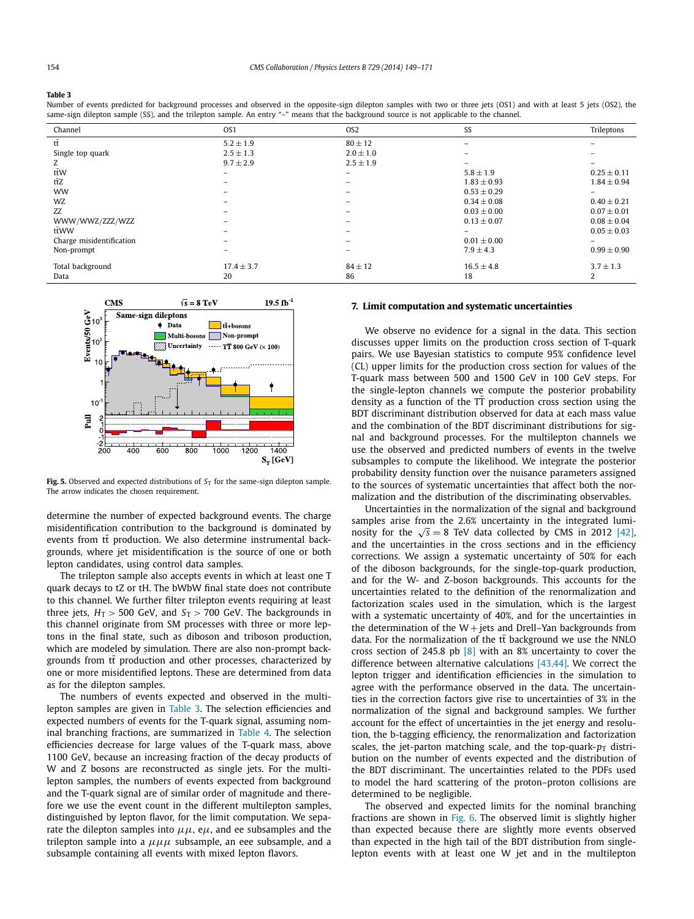**Table 3**

Number of events predicted for background processes and observed in the opposite-sign dilepton samples with two or three jets (OS1) and with at least 5 jets (OS2), the same-sign dilepton sample (SS), and the trilepton sample. An entry "–" means that the background source is not applicable to the channel.

| Channel | OS1 | OS2 | SS | Trileptons |
|---|---|---|---|---|
| $t\bar{t}$ | $5.2 \pm 1.9$ | $80 \pm 12$ | – | – |
| Single top quark | $2.5 \pm 1.3$ | $2.0 \pm 1.0$ | – | – |
| Z | $9.7 \pm 2.9$ | $2.5 \pm 1.9$ | – | – |
| $t\bar{t}W$ | – | – | $5.8 \pm 1.9$ | $0.25 \pm 0.11$ |
| $t\bar{t}Z$ | – | – | $1.83 \pm 0.93$ | $1.84 \pm 0.94$ |
| WW | – | – | $0.53 \pm 0.29$ | – |
| WZ | – | – | $0.34 \pm 0.08$ | $0.40 \pm 0.21$ |
| ZZ | – | – | $0.03 \pm 0.00$ | $0.07 \pm 0.01$ |
| WWW/WWZ/ZZZ/WZZ | – | – | $0.13 \pm 0.07$ | $0.08 \pm 0.04$ |
| $t\bar{t}WW$ | – | – | – | $0.05 \pm 0.03$ |
| Charge misidentification | – | – | $0.01 \pm 0.00$ | – |
| Non-prompt | – | – | $7.9 \pm 4.3$ | $0.99 \pm 0.90$ |
| Total background | $17.4 \pm 3.7$ | $84 \pm 12$ | $16.5 \pm 4.8$ | $3.7 \pm 1.3$ |
| Data | 20 | 86 | 18 | 2 |

**Fig. 5.** Observed and expected distributions of $S_T$ for the same-sign dilepton sample. The arrow indicates the chosen requirement.

determine the number of expected background events. The charge misidentification contribution to the background is dominated by events from $t\bar{t}$ production. We also determine instrumental backgrounds, where jet misidentification is the source of one or both lepton candidates, using control data samples.

The trilepton sample also accepts events in which at least one T quark decays to tZ or tH. The bWbW final state does not contribute to this channel. We further filter trilepton events requiring at least three jets, $H_T > 500$ GeV, and $S_T > 700$ GeV. The backgrounds in this channel originate from SM processes with three or more leptons in the final state, such as diboson and triboson production, which are modeled by simulation. There are also non-prompt backgrounds from $t\bar{t}$ production and other processes, characterized by one or more misidentified leptons. These are determined from data as for the dilepton samples.

The numbers of events expected and observed in the multilepton samples are given in Table 3. The selection efficiencies and expected numbers of events for the T-quark signal, assuming nominal branching fractions, are summarized in Table 4. The selection efficiencies decrease for large values of the T-quark mass, above 1100 GeV, because an increasing fraction of the decay products of W and Z bosons are reconstructed as single jets. For the multilepton samples, the numbers of events expected from background and the T-quark signal are of similar order of magnitude and therefore we use the event count in the different multilepton samples, distinguished by lepton flavor, for the limit computation. We separate the dilepton samples into $\mu\mu$, e$\mu$, and ee subsamples and the trilepton sample into a $\mu\mu\mu$ subsample, an eee subsample, and a subsample containing all events with mixed lepton flavors.

## 7. Limit computation and systematic uncertainties

We observe no evidence for a signal in the data. This section discusses upper limits on the production cross section of T-quark pairs. We use Bayesian statistics to compute 95% confidence level (CL) upper limits for the production cross section for values of the T-quark mass between 500 and 1500 GeV in 100 GeV steps. For the single-lepton channels we compute the posterior probability density as a function of the $T\bar{T}$ production cross section using the BDT discriminant distribution observed for data at each mass value and the combination of the BDT discriminant distributions for signal and background processes. For the multilepton channels we use the observed and predicted numbers of events in the twelve subsamples to compute the likelihood. We integrate the posterior probability density function over the nuisance parameters assigned to the sources of systematic uncertainties that affect both the normalization and the distribution of the discriminating observables.

Uncertainties in the normalization of the signal and background samples arise from the 2.6% uncertainty in the integrated luminosity for the $\sqrt{s} = 8$ TeV data collected by CMS in 2012 [42], and the uncertainties in the cross sections and in the efficiency corrections. We assign a systematic uncertainty of 50% for each of the diboson backgrounds, for the single-top-quark production, and for the W- and Z-boson backgrounds. This accounts for the uncertainties related to the definition of the renormalization and factorization scales used in the simulation, which is the largest with a systematic uncertainty of 40%, and for the uncertainties in the determination of the W + jets and Drell–Yan backgrounds from data. For the normalization of the $t\bar{t}$ background we use the NNLO cross section of 245.8 pb [8] with an 8% uncertainty to cover the difference between alternative calculations [43,44]. We correct the lepton trigger and identification efficiencies in the simulation to agree with the performance observed in the data. The uncertainties in the correction factors give rise to uncertainties of 3% in the normalization of the signal and background samples. We further account for the effect of uncertainties in the jet energy and resolution, the b-tagging efficiency, the renormalization and factorization scales, the jet-parton matching scale, and the top-quark-$p_T$ distribution on the number of events expected and the distribution of the BDT discriminant. The uncertainties related to the PDFs used to model the hard scattering of the proton–proton collisions are determined to be negligible.

The observed and expected limits for the nominal branching fractions are shown in Fig. 6. The observed limit is slightly higher than expected because there are slightly more events observed than expected in the high tail of the BDT distribution from single-lepton events with at least one W jet and in the multilepton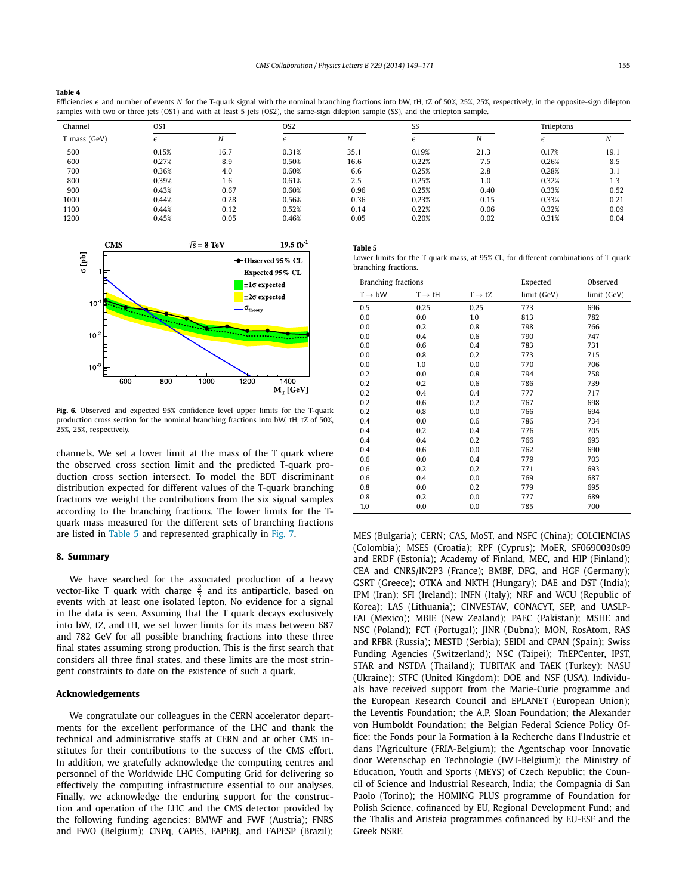**Table 4**
Efficiencies $\epsilon$ and number of events $N$ for the T-quark signal with the nominal branching fractions into bW, tH, tZ of 50%, 25%, 25%, respectively, in the opposite-sign dilepton samples with two or three jets (OS1) and with at least 5 jets (OS2), the same-sign dilepton sample (SS), and the trilepton sample.

| Channel | OS1 | | OS2 | | SS | | Trileptons | |
|---|---|---|---|---|---|---|---|---|
| T mass (GeV) | $\epsilon$ | $N$ | $\epsilon$ | $N$ | $\epsilon$ | $N$ | $\epsilon$ | $N$ |
| 500 | 0.15% | 16.7 | 0.31% | 35.1 | 0.19% | 21.3 | 0.17% | 19.1 |
| 600 | 0.27% | 8.9 | 0.50% | 16.6 | 0.22% | 7.5 | 0.26% | 8.5 |
| 700 | 0.36% | 4.0 | 0.60% | 6.6 | 0.25% | 2.8 | 0.28% | 3.1 |
| 800 | 0.39% | 1.6 | 0.61% | 2.5 | 0.25% | 1.0 | 0.32% | 1.3 |
| 900 | 0.43% | 0.67 | 0.60% | 0.96 | 0.25% | 0.40 | 0.33% | 0.52 |
| 1000 | 0.44% | 0.28 | 0.56% | 0.36 | 0.23% | 0.15 | 0.33% | 0.21 |
| 1100 | 0.44% | 0.12 | 0.52% | 0.14 | 0.22% | 0.06 | 0.32% | 0.09 |
| 1200 | 0.45% | 0.05 | 0.46% | 0.05 | 0.20% | 0.02 | 0.31% | 0.04 |

**Fig. 6.** Observed and expected 95% confidence level upper limits for the T-quark production cross section for the nominal branching fractions into bW, tH, tZ of 50%, 25%, 25%, respectively.

channels. We set a lower limit at the mass of the T quark where the observed cross section limit and the predicted T-quark production cross section intersect. To model the BDT discriminant distribution expected for different values of the T-quark branching fractions we weight the contributions from the six signal samples according to the branching fractions. The lower limits for the T-quark mass measured for the different sets of branching fractions are listed in Table 5 and represented graphically in Fig. 7.

**Table 5**
Lower limits for the T quark mass, at 95% CL, for different combinations of T quark branching fractions.

| Branching fractions | | | Expected | Observed |
|---|---|---|---|---|
| $T \to bW$ | $T \to tH$ | $T \to tZ$ | limit (GeV) | limit (GeV) |
| 0.5 | 0.25 | 0.25 | 773 | 696 |
| 0.0 | 0.0 | 1.0 | 813 | 782 |
| 0.0 | 0.2 | 0.8 | 798 | 766 |
| 0.0 | 0.4 | 0.6 | 790 | 747 |
| 0.0 | 0.6 | 0.4 | 783 | 731 |
| 0.0 | 0.8 | 0.2 | 773 | 715 |
| 0.0 | 1.0 | 0.0 | 770 | 706 |
| 0.2 | 0.0 | 0.8 | 794 | 758 |
| 0.2 | 0.2 | 0.6 | 786 | 739 |
| 0.2 | 0.4 | 0.4 | 777 | 717 |
| 0.2 | 0.6 | 0.2 | 767 | 698 |
| 0.2 | 0.8 | 0.0 | 766 | 694 |
| 0.4 | 0.0 | 0.6 | 786 | 734 |
| 0.4 | 0.2 | 0.4 | 776 | 705 |
| 0.4 | 0.4 | 0.2 | 766 | 693 |
| 0.4 | 0.6 | 0.0 | 762 | 690 |
| 0.6 | 0.0 | 0.4 | 779 | 703 |
| 0.6 | 0.2 | 0.2 | 771 | 693 |
| 0.6 | 0.4 | 0.0 | 769 | 687 |
| 0.8 | 0.0 | 0.2 | 779 | 695 |
| 0.8 | 0.2 | 0.0 | 777 | 689 |
| 1.0 | 0.0 | 0.0 | 785 | 700 |

## 8. Summary

We have searched for the associated production of a heavy vector-like T quark with charge $\frac{2}{3}$ and its antiparticle, based on events with at least one isolated lepton. No evidence for a signal in the data is seen. Assuming that the T quark decays exclusively into bW, tZ, and tH, we set lower limits for its mass between 687 and 782 GeV for all possible branching fractions into these three final states assuming strong production. This is the first search that considers all three final states, and these limits are the most stringent constraints to date on the existence of such a quark.

## Acknowledgements

We congratulate our colleagues in the CERN accelerator departments for the excellent performance of the LHC and thank the technical and administrative staffs at CERN and at other CMS institutes for their contributions to the success of the CMS effort. In addition, we gratefully acknowledge the computing centres and personnel of the Worldwide LHC Computing Grid for delivering so effectively the computing infrastructure essential to our analyses. Finally, we acknowledge the enduring support for the construction and operation of the LHC and the CMS detector provided by the following funding agencies: BMWF and FWF (Austria); FNRS and FWO (Belgium); CNPq, CAPES, FAPERJ, and FAPESP (Brazil); MES (Bulgaria); CERN; CAS, MoST, and NSFC (China); COLCIENCIAS (Colombia); MSES (Croatia); RPF (Cyprus); MoER, SF0690030s09 and ERDF (Estonia); Academy of Finland, MEC, and HIP (Finland); CEA and CNRS/IN2P3 (France); BMBF, DFG, and HGF (Germany); GSRT (Greece); OTKA and NKTH (Hungary); DAE and DST (India); IPM (Iran); SFI (Ireland); INFN (Italy); NRF and WCU (Republic of Korea); LAS (Lithuania); CINVESTAV, CONACYT, SEP, and UASLP-FAI (Mexico); MBIE (New Zealand); PAEC (Pakistan); MSHE and NSC (Poland); FCT (Portugal); JINR (Dubna); MON, RosAtom, RAS and RFBR (Russia); MESTD (Serbia); SEIDI and CPAN (Spain); Swiss Funding Agencies (Switzerland); NSC (Taipei); ThEPCenter, IPST, STAR and NSTDA (Thailand); TUBITAK and TAEK (Turkey); NASU (Ukraine); STFC (United Kingdom); DOE and NSF (USA). Individuals have received support from the Marie-Curie programme and the European Research Council and EPLANET (European Union); the Leventis Foundation; the A.P. Sloan Foundation; the Alexander von Humboldt Foundation; the Belgian Federal Science Policy Office; the Fonds pour la Formation à la Recherche dans l'Industrie et dans l'Agriculture (FRIA-Belgium); the Agentschap voor Innovatie door Wetenschap en Technologie (IWT-Belgium); the Ministry of Education, Youth and Sports (MEYS) of Czech Republic; the Council of Science and Industrial Research, India; the Compagnia di San Paolo (Torino); the HOMING PLUS programme of Foundation for Polish Science, cofinanced by EU, Regional Development Fund; and the Thalis and Aristeia programmes cofinanced by EU-ESF and the Greek NSRF.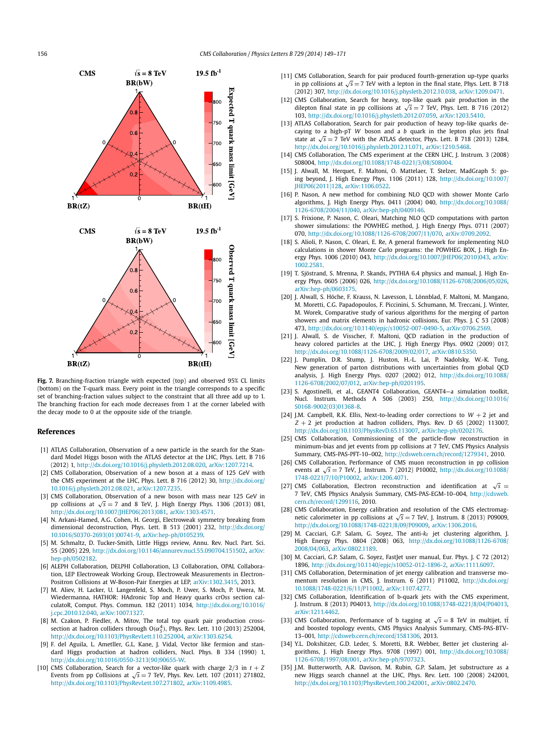**Fig. 7.** Branching-fraction triangle with expected (top) and observed 95% CL limits (bottom) on the T-quark mass. Every point in the triangle corresponds to a specific set of branching-fraction values subject to the constraint that all three add up to 1. The branching fraction for each mode decreases from 1 at the corner labeled with the decay mode to 0 at the opposite side of the triangle.

## References

[1] ATLAS Collaboration, Observation of a new particle in the search for the Standard Model Higgs boson with the ATLAS detector at the LHC, Phys. Lett. B 716 (2012) 1, http://dx.doi.org/10.1016/j.physletb.2012.08.020, arXiv:1207.7214.

[2] CMS Collaboration, Observation of a new boson at a mass of 125 GeV with the CMS experiment at the LHC, Phys. Lett. B 716 (2012) 30, http://dx.doi.org/10.1016/j.physletb.2012.08.021, arXiv:1207.7235.

[3] CMS Collaboration, Observation of a new boson with mass near 125 GeV in pp collisions at $\sqrt{s} = 7$ and 8 TeV, J. High Energy Phys. 1306 (2013) 081, http://dx.doi.org/10.1007/JHEP06(2013)081, arXiv:1303.4571.

[4] N. Arkani-Hamed, A.G. Cohen, H. Georgi, Electroweak symmetry breaking from dimensional deconstruction, Phys. Lett. B 513 (2001) 232, http://dx.doi.org/10.1016/S0370-2693(01)00741-9, arXiv:hep-ph/0105239.

[5] M. Schmaltz, D. Tucker-Smith, Little Higgs review, Annu. Rev. Nucl. Part. Sci. 55 (2005) 229, http://dx.doi.org/10.1146/annurev.nucl.55.090704.151502, arXiv:hep-ph/0502182.

[6] ALEPH Collaboration, DELPHI Collaboration, L3 Collaboration, OPAL Collaboration, LEP Electroweak Working Group, Electroweak Measurements in Electron-Positron Collisions at W-Boson-Pair Energies at LEP, arXiv:1302.3415, 2013.

[7] M. Aliev, H. Lacker, U. Langenfeld, S. Moch, P. Uwer, S. Moch, P. Uwera, M. Wiedermanna, HATHOR: HAdronic Top and Heavy quarks crOss section calculatoR, Comput. Phys. Commun. 182 (2011) 1034, http://dx.doi.org/10.1016/j.cpc.2010.12.040, arXiv:1007.1327.

[8] M. Czakon, P. Fiedler, A. Mitov, The total top quark pair production cross-section at hadron colliders through $O(\alpha_S^4)$, Phys. Rev. Lett. 110 (2013) 252004, http://dx.doi.org/10.1103/PhysRevLett.110.252004, arXiv:1303.6254.

[9] F. del Aguila, L. Ametller, G.L. Kane, J. Vidal, Vector like fermion and standard Higgs production at hadron colliders, Nucl. Phys. B 334 (1990) 1, http://dx.doi.org/10.1016/0550-3213(90)90655-W.

[10] CMS Collaboration, Search for a vector-like quark with charge 2/3 in $t + Z$ Events from pp Collisions at $\sqrt{s} = 7$ TeV, Phys. Rev. Lett. 107 (2011) 271802, http://dx.doi.org/10.1103/PhysRevLett.107.271802, arXiv:1109.4985.

[11] CMS Collaboration, Search for pair produced fourth-generation up-type quarks in pp collisions at $\sqrt{s} = 7$ TeV with a lepton in the final state, Phys. Lett. B 718 (2012) 307, http://dx.doi.org/10.1016/j.physletb.2012.10.038, arXiv:1209.0471.

[12] CMS Collaboration, Search for heavy, top-like quark pair production in the dilepton final state in pp collisions at $\sqrt{s} = 7$ TeV, Phys. Lett. B 716 (2012) 103, http://dx.doi.org/10.1016/j.physletb.2012.07.059, arXiv:1203.5410.

[13] ATLAS Collaboration, Search for pair production of heavy top-like quarks decaying to a high-pT $W$ boson and a $b$ quark in the lepton plus jets final state at $\sqrt{s} = 7$ TeV with the ATLAS detector, Phys. Lett. B 718 (2013) 1284, http://dx.doi.org/10.1016/j.physletb.2012.11.071, arXiv:1210.5468.

[14] CMS Collaboration, The CMS experiment at the CERN LHC, J. Instrum. 3 (2008) S08004, http://dx.doi.org/10.1088/1748-0221/3/08/S08004.

[15] J. Alwall, M. Herquet, F. Maltoni, O. Mattelaer, T. Stelzer, MadGraph 5: going beyond, J. High Energy Phys. 1106 (2011) 128, http://dx.doi.org/10.1007/JHEP06(2011)128, arXiv:1106.0522.

[16] P. Nason, A new method for combining NLO QCD with shower Monte Carlo algorithms, J. High Energy Phys. 0411 (2004) 040, http://dx.doi.org/10.1088/1126-6708/2004/11/040, arXiv:hep-ph/0409146.

[17] S. Frixione, P. Nason, C. Oleari, Matching NLO QCD computations with parton shower simulations: the POWHEG method, J. High Energy Phys. 0711 (2007) 070, http://dx.doi.org/10.1088/1126-6708/2007/11/070, arXiv:0709.2092.

[18] S. Alioli, P. Nason, C. Oleari, E. Re, A general framework for implementing NLO calculations in shower Monte Carlo programs: the POWHEG BOX, J. High Energy Phys. 1006 (2010) 043, http://dx.doi.org/10.1007/JHEP06(2010)043, arXiv:1002.2581.

[19] T. Sjöstrand, S. Mrenna, P. Skands, PYTHIA 6.4 physics and manual, J. High Energy Phys. 0605 (2006) 026, http://dx.doi.org/10.1088/1126-6708/2006/05/026, arXiv:hep-ph/0603175.

[20] J. Alwall, S. Höche, F. Krauss, N. Lavesson, L. Lönnblad, F. Maltoni, M. Mangano, M. Moretti, C.G. Papadopoulos, F. Piccinini, S. Schumann, M. Treccani, J. Winter, M. Worek, Comparative study of various algorithms for the merging of parton showers and matrix elements in hadronic collisions, Eur. Phys. J. C 53 (2008) 473, http://dx.doi.org/10.1140/epjc/s10052-007-0490-5, arXiv:0706.2569.

[21] J. Alwall, S. de Visscher, F. Maltoni, QCD radiation in the production of heavy colored particles at the LHC, J. High Energy Phys. 0902 (2009) 017, http://dx.doi.org/10.1088/1126-6708/2009/02/017, arXiv:0810.5350.

[22] J. Pumplin, D.R. Stump, J. Huston, H.-L. Lai, P. Nadolsky, W.-K. Tung, New generation of parton distributions with uncertainties from global QCD analysis, J. High Energy Phys. 0207 (2002) 012, http://dx.doi.org/10.1088/1126-6708/2002/07/012, arXiv:hep-ph/0201195.

[23] S. Agostinelli, et al., GEANT4 Collaboration, GEANT4—a simulation toolkit, Nucl. Instrum. Methods A 506 (2003) 250, http://dx.doi.org/10.1016/S0168-9002(03)01368-8.

[24] J.M. Campbell, R.K. Ellis, Next-to-leading order corrections to $W + 2$ jet and $Z + 2$ jet production at hadron colliders, Phys. Rev. D 65 (2002) 113007, http://dx.doi.org/10.1103/PhysRevD.65.113007, arXiv:hep-ph/0202176.

[25] CMS Collaboration, Commissioning of the particle-flow reconstruction in minimum-bias and jet events from pp collisions at 7 TeV, CMS Physics Analysis Summary, CMS-PAS-PFT-10–002, http://cdsweb.cern.ch/record/1279341, 2010.

[26] CMS Collaboration, Performance of CMS muon reconstruction in pp collision events at $\sqrt{s} = 7$ TeV, J. Instrum. 7 (2012) P10002, http://dx.doi.org/10.1088/1748-0221/7/10/P10002, arXiv:1206.4071.

[27] CMS Collaboration, Electron reconstruction and identification at $\sqrt{s} = 7$ TeV, CMS Physics Analysis Summary, CMS-PAS-EGM-10–004, http://cdsweb.cern.ch/record/1299116, 2010.

[28] CMS Collaboration, Energy calibration and resolution of the CMS electromagnetic calorimeter in pp collisions at $\sqrt{s} = 7$ TeV, J. Instrum. 8 (2013) P09009, http://dx.doi.org/10.1088/1748-0221/8/09/P09009, arXiv:1306.2016.

[29] M. Cacciari, G.P. Salam, G. Soyez, The anti-$k_t$ jet clustering algorithm, J. High Energy Phys. 0804 (2008) 063, http://dx.doi.org/10.1088/1126-6708/2008/04/063, arXiv:0802.1189.

[30] M. Cacciari, G.P. Salam, G. Soyez, FastJet user manual, Eur. Phys. J. C 72 (2012) 1896, http://dx.doi.org/10.1140/epjc/s10052-012-1896-2, arXiv:1111.6097.

[31] CMS Collaboration, Determination of jet energy calibration and transverse momentum resolution in CMS, J. Instrum. 6 (2011) P11002, http://dx.doi.org/10.1088/1748-0221/6/11/P11002, arXiv:1107.4277.

[32] CMS Collaboration, Identification of b-quark jets with the CMS experiment, J. Instrum. 8 (2013) P04013, http://dx.doi.org/10.1088/1748-0221/8/04/P04013, arXiv:1211.4462.

[33] CMS Collaboration, Performance of b tagging at $\sqrt{s} = 8$ TeV in multijet, $t\bar{t}$ and boosted topology events, CMS Physics Analysis Summary, CMS-PAS-BTV-13–001, http://cdsweb.cern.ch/record/1581306, 2013.

[34] Y.L. Dokshitzer, G.D. Leder, S. Moretti, B.R. Webber, Better jet clustering algorithms, J. High Energy Phys. 9708 (1997) 001, http://dx.doi.org/10.1088/1126-6708/1997/08/001, arXiv:hep-ph/9707323.

[35] J.M. Butterworth, A.R. Davison, M. Rubin, G.P. Salam, Jet substructure as a new Higgs search channel at the LHC, Phys. Rev. Lett. 100 (2008) 242001, http://dx.doi.org/10.1103/PhysRevLett.100.242001, arXiv:0802.2470.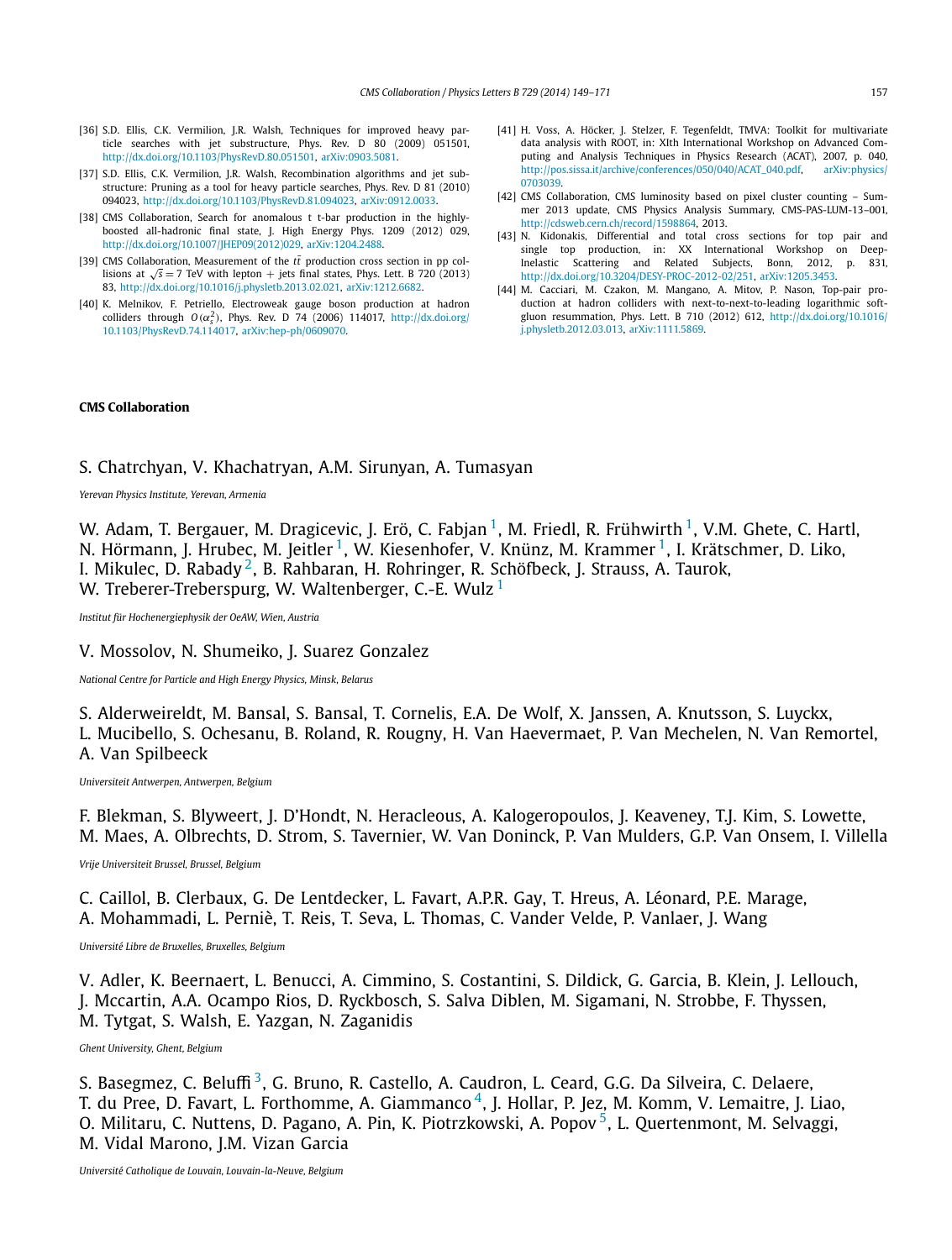[36] S.D. Ellis, C.K. Vermilion, J.R. Walsh, Techniques for improved heavy particle searches with jet substructure, Phys. Rev. D 80 (2009) 051501, http://dx.doi.org/10.1103/PhysRevD.80.051501, arXiv:0903.5081.

[37] S.D. Ellis, C.K. Vermilion, J.R. Walsh, Recombination algorithms and jet substructure: Pruning as a tool for heavy particle searches, Phys. Rev. D 81 (2010) 094023, http://dx.doi.org/10.1103/PhysRevD.81.094023, arXiv:0912.0033.

[38] CMS Collaboration, Search for anomalous t t-bar production in the highly-boosted all-hadronic final state, J. High Energy Phys. 1209 (2012) 029, http://dx.doi.org/10.1007/JHEP09(2012)029, arXiv:1204.2488.

[39] CMS Collaboration, Measurement of the $t\bar{t}$ production cross section in pp collisions at $\sqrt{s} = 7$ TeV with lepton + jets final states, Phys. Lett. B 720 (2013) 83, http://dx.doi.org/10.1016/j.physletb.2013.02.021, arXiv:1212.6682.

[40] K. Melnikov, F. Petriello, Electroweak gauge boson production at hadron colliders through $O(\alpha_s^2)$, Phys. Rev. D 74 (2006) 114017, http://dx.doi.org/10.1103/PhysRevD.74.114017, arXiv:hep-ph/0609070.

[41] H. Voss, A. Höcker, J. Stelzer, F. Tegenfeldt, TMVA: Toolkit for multivariate data analysis with ROOT, in: XIth International Workshop on Advanced Computing and Analysis Techniques in Physics Research (ACAT), 2007, p. 040, http://pos.sissa.it/archive/conferences/050/040/ACAT_040.pdf, arXiv:physics/0703039.

[42] CMS Collaboration, CMS luminosity based on pixel cluster counting – Summer 2013 update, CMS Physics Analysis Summary, CMS-PAS-LUM-13–001, http://cdsweb.cern.ch/record/1598864, 2013.

[43] N. Kidonakis, Differential and total cross sections for top pair and single top production, in: XX International Workshop on Deep-Inelastic Scattering and Related Subjects, Bonn, 2012, p. 831, http://dx.doi.org/10.3204/DESY-PROC-2012-02/251, arXiv:1205.3453.

[44] M. Cacciari, M. Czakon, M. Mangano, A. Mitov, P. Nason, Top-pair production at hadron colliders with next-to-next-to-leading logarithmic soft-gluon resummation, Phys. Lett. B 710 (2012) 612, http://dx.doi.org/10.1016/j.physletb.2012.03.013, arXiv:1111.5869.

## CMS Collaboration

S. Chatrchyan, V. Khachatryan, A.M. Sirunyan, A. Tumasyan

*Yerevan Physics Institute, Yerevan, Armenia*

W. Adam, T. Bergauer, M. Dragicevic, J. Erö, C. Fabjan [1], M. Friedl, R. Frühwirth [1], V.M. Ghete, C. Hartl, N. Hörmann, J. Hrubec, M. Jeitler [1], W. Kiesenhofer, V. Knünz, M. Krammer [1], I. Krätschmer, D. Liko, I. Mikulec, D. Rabady [2], B. Rahbaran, H. Rohringer, R. Schöfbeck, J. Strauss, A. Taurok, W. Treberer-Treberspurg, W. Waltenberger, C.-E. Wulz [1]

*Institut für Hochenergiephysik der OeAW, Wien, Austria*

V. Mossolov, N. Shumeiko, J. Suarez Gonzalez

*National Centre for Particle and High Energy Physics, Minsk, Belarus*

S. Alderweireldt, M. Bansal, S. Bansal, T. Cornelis, E.A. De Wolf, X. Janssen, A. Knutsson, S. Luyckx, L. Mucibello, S. Ochesanu, B. Roland, R. Rougny, H. Van Haevermaet, P. Van Mechelen, N. Van Remortel, A. Van Spilbeeck

*Universiteit Antwerpen, Antwerpen, Belgium*

F. Blekman, S. Blyweert, J. D'Hondt, N. Heracleous, A. Kalogeropoulos, J. Keaveney, T.J. Kim, S. Lowette, M. Maes, A. Olbrechts, D. Strom, S. Tavernier, W. Van Doninck, P. Van Mulders, G.P. Van Onsem, I. Villella

*Vrije Universiteit Brussel, Brussel, Belgium*

C. Caillol, B. Clerbaux, G. De Lentdecker, L. Favart, A.P.R. Gay, T. Hreus, A. Léonard, P.E. Marage, A. Mohammadi, L. Perniè, T. Reis, T. Seva, L. Thomas, C. Vander Velde, P. Vanlaer, J. Wang

*Université Libre de Bruxelles, Bruxelles, Belgium*

V. Adler, K. Beernaert, L. Benucci, A. Cimmino, S. Costantini, S. Dildick, G. Garcia, B. Klein, J. Lellouch, J. Mccartin, A.A. Ocampo Rios, D. Ryckbosch, S. Salva Diblen, M. Sigamani, N. Strobbe, F. Thyssen, M. Tytgat, S. Walsh, E. Yazgan, N. Zaganidis

*Ghent University, Ghent, Belgium*

S. Basegmez, C. Beluffi [3], G. Bruno, R. Castello, A. Caudron, L. Ceard, G.G. Da Silveira, C. Delaere, T. du Pree, D. Favart, L. Forthomme, A. Giammanco [4], J. Hollar, P. Jez, M. Komm, V. Lemaitre, J. Liao, O. Militaru, C. Nuttens, D. Pagano, A. Pin, K. Piotrzkowski, A. Popov [5], L. Quertenmont, M. Selvaggi, M. Vidal Marono, J.M. Vizan Garcia

*Université Catholique de Louvain, Louvain-la-Neuve, Belgium*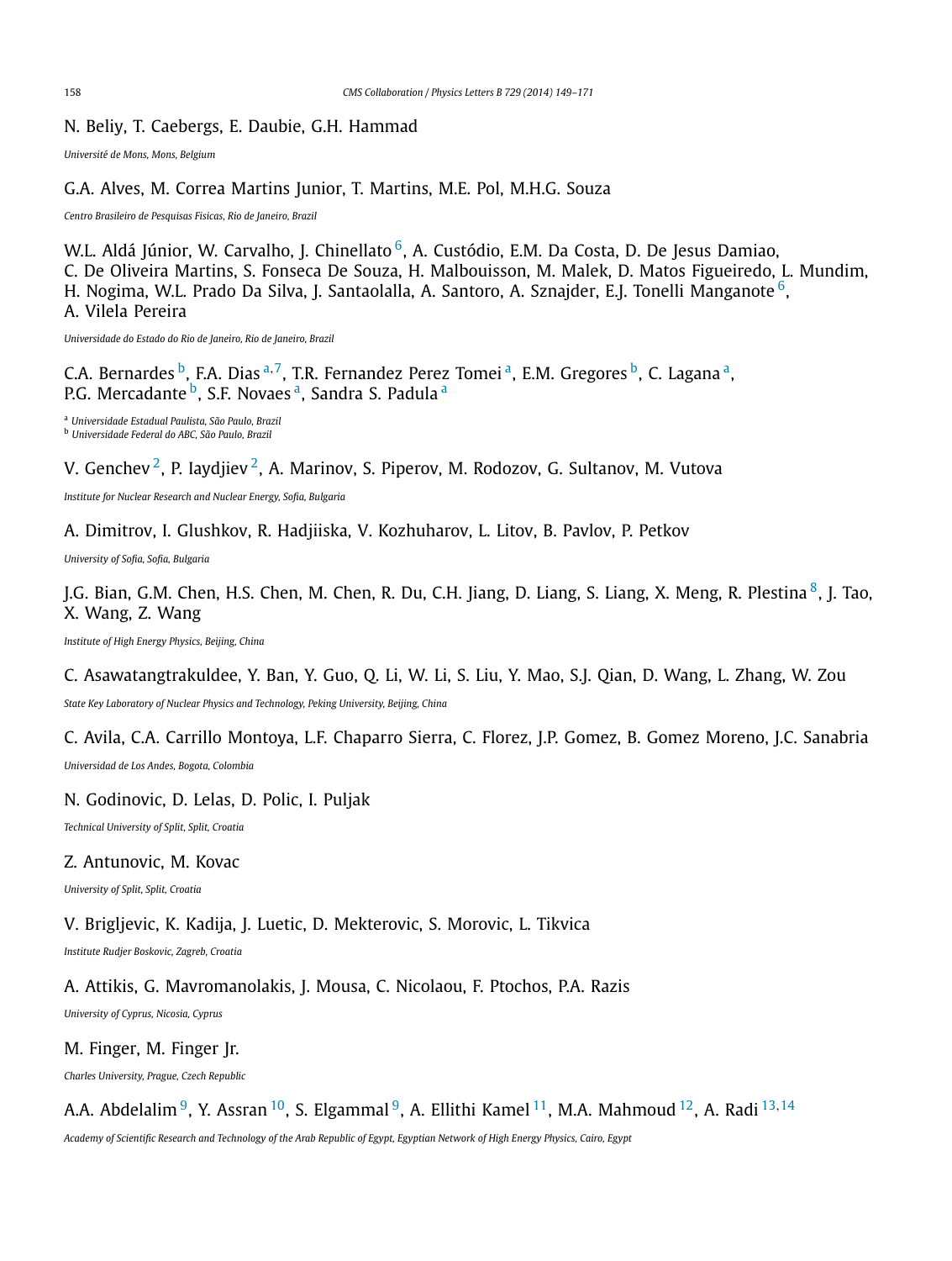N. Beliy, T. Caebergs, E. Daubie, G.H. Hammad

*Université de Mons, Mons, Belgium*

G.A. Alves, M. Correa Martins Junior, T. Martins, M.E. Pol, M.H.G. Souza

*Centro Brasileiro de Pesquisas Fisicas, Rio de Janeiro, Brazil*

W.L. Aldá Júnior, W. Carvalho, J. Chinellato [6], A. Custódio, E.M. Da Costa, D. De Jesus Damiao, C. De Oliveira Martins, S. Fonseca De Souza, H. Malbouisson, M. Malek, D. Matos Figueiredo, L. Mundim, H. Nogima, W.L. Prado Da Silva, J. Santaolalla, A. Santoro, A. Sznajder, E.J. Tonelli Manganote [6], A. Vilela Pereira

*Universidade do Estado do Rio de Janeiro, Rio de Janeiro, Brazil*

C.A. Bernardes [b], F.A. Dias [a,7], T.R. Fernandez Perez Tomei [a], E.M. Gregores [b], C. Lagana [a], P.G. Mercadante [b], S.F. Novaes [a], Sandra S. Padula [a]

[a] *Universidade Estadual Paulista, São Paulo, Brazil*
[b] *Universidade Federal do ABC, São Paulo, Brazil*

V. Genchev [2], P. Iaydjiev [2], A. Marinov, S. Piperov, M. Rodozov, G. Sultanov, M. Vutova

*Institute for Nuclear Research and Nuclear Energy, Sofia, Bulgaria*

A. Dimitrov, I. Glushkov, R. Hadjiiska, V. Kozhuharov, L. Litov, B. Pavlov, P. Petkov

*University of Sofia, Sofia, Bulgaria*

J.G. Bian, G.M. Chen, H.S. Chen, M. Chen, R. Du, C.H. Jiang, D. Liang, S. Liang, X. Meng, R. Plestina [8], J. Tao, X. Wang, Z. Wang

*Institute of High Energy Physics, Beijing, China*

C. Asawatangtrakuldee, Y. Ban, Y. Guo, Q. Li, W. Li, S. Liu, Y. Mao, S.J. Qian, D. Wang, L. Zhang, W. Zou

*State Key Laboratory of Nuclear Physics and Technology, Peking University, Beijing, China*

C. Avila, C.A. Carrillo Montoya, L.F. Chaparro Sierra, C. Florez, J.P. Gomez, B. Gomez Moreno, J.C. Sanabria

*Universidad de Los Andes, Bogota, Colombia*

N. Godinovic, D. Lelas, D. Polic, I. Puljak

*Technical University of Split, Split, Croatia*

Z. Antunovic, M. Kovac

*University of Split, Split, Croatia*

V. Brigljevic, K. Kadija, J. Luetic, D. Mekterovic, S. Morovic, L. Tikvica

*Institute Rudjer Boskovic, Zagreb, Croatia*

A. Attikis, G. Mavromanolakis, J. Mousa, C. Nicolaou, F. Ptochos, P.A. Razis

*University of Cyprus, Nicosia, Cyprus*

M. Finger, M. Finger Jr.

*Charles University, Prague, Czech Republic*

A.A. Abdelalim [9], Y. Assran [10], S. Elgammal [9], A. Ellithi Kamel [11], M.A. Mahmoud [12], A. Radi [13,14]

*Academy of Scientific Research and Technology of the Arab Republic of Egypt, Egyptian Network of High Energy Physics, Cairo, Egypt*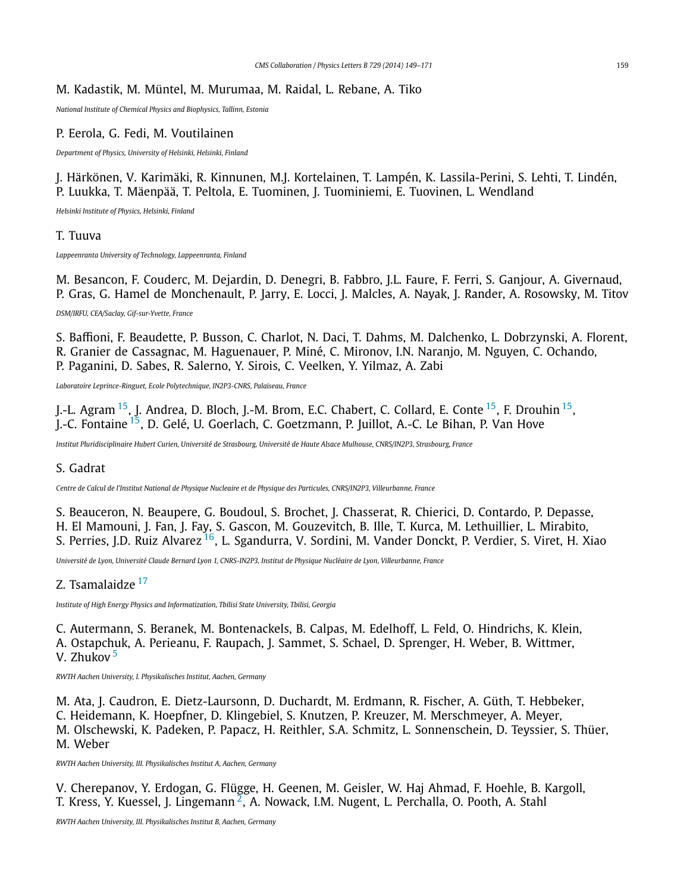M. Kadastik, M. Müntel, M. Murumaa, M. Raidal, L. Rebane, A. Tiko

*National Institute of Chemical Physics and Biophysics, Tallinn, Estonia*

P. Eerola, G. Fedi, M. Voutilainen

*Department of Physics, University of Helsinki, Helsinki, Finland*

J. Härkönen, V. Karimäki, R. Kinnunen, M.J. Kortelainen, T. Lampén, K. Lassila-Perini, S. Lehti, T. Lindén, P. Luukka, T. Mäenpää, T. Peltola, E. Tuominen, J. Tuominiemi, E. Tuovinen, L. Wendland

*Helsinki Institute of Physics, Helsinki, Finland*

T. Tuuva

*Lappeenranta University of Technology, Lappeenranta, Finland*

M. Besancon, F. Couderc, M. Dejardin, D. Denegri, B. Fabbro, J.L. Faure, F. Ferri, S. Ganjour, A. Givernaud, P. Gras, G. Hamel de Monchenault, P. Jarry, E. Locci, J. Malcles, A. Nayak, J. Rander, A. Rosowsky, M. Titov

*DSM/IRFU, CEA/Saclay, Gif-sur-Yvette, France*

S. Baffioni, F. Beaudette, P. Busson, C. Charlot, N. Daci, T. Dahms, M. Dalchenko, L. Dobrzynski, A. Florent, R. Granier de Cassagnac, M. Haguenauer, P. Miné, C. Mironov, I.N. Naranjo, M. Nguyen, C. Ochando, P. Paganini, D. Sabes, R. Salerno, Y. Sirois, C. Veelken, Y. Yilmaz, A. Zabi

*Laboratoire Leprince-Ringuet, Ecole Polytechnique, IN2P3-CNRS, Palaiseau, France*

J.-L. Agram [15], J. Andrea, D. Bloch, J.-M. Brom, E.C. Chabert, C. Collard, E. Conte [15], F. Drouhin [15], J.-C. Fontaine [15], D. Gelé, U. Goerlach, C. Goetzmann, P. Juillot, A.-C. Le Bihan, P. Van Hove

*Institut Pluridisciplinaire Hubert Curien, Université de Strasbourg, Université de Haute Alsace Mulhouse, CNRS/IN2P3, Strasbourg, France*

S. Gadrat

*Centre de Calcul de l'Institut National de Physique Nucleaire et de Physique des Particules, CNRS/IN2P3, Villeurbanne, France*

S. Beauceron, N. Beaupere, G. Boudoul, S. Brochet, J. Chasserat, R. Chierici, D. Contardo, P. Depasse, H. El Mamouni, J. Fan, J. Fay, S. Gascon, M. Gouzevitch, B. Ille, T. Kurca, M. Lethuillier, L. Mirabito, S. Perries, J.D. Ruiz Alvarez [16], L. Sgandurra, V. Sordini, M. Vander Donckt, P. Verdier, S. Viret, H. Xiao

*Université de Lyon, Université Claude Bernard Lyon 1, CNRS-IN2P3, Institut de Physique Nucléaire de Lyon, Villeurbanne, France*

Z. Tsamalaidze [17]

*Institute of High Energy Physics and Informatization, Tbilisi State University, Tbilisi, Georgia*

C. Autermann, S. Beranek, M. Bontenackels, B. Calpas, M. Edelhoff, L. Feld, O. Hindrichs, K. Klein, A. Ostapchuk, A. Perieanu, F. Raupach, J. Sammet, S. Schael, D. Sprenger, H. Weber, B. Wittmer, V. Zhukov [5]

*RWTH Aachen University, I. Physikalisches Institut, Aachen, Germany*

M. Ata, J. Caudron, E. Dietz-Laursonn, D. Duchardt, M. Erdmann, R. Fischer, A. Güth, T. Hebbeker, C. Heidemann, K. Hoepfner, D. Klingebiel, S. Knutzen, P. Kreuzer, M. Merschmeyer, A. Meyer, M. Olschewski, K. Padeken, P. Papacz, H. Reithler, S.A. Schmitz, L. Sonnenschein, D. Teyssier, S. Thüer, M. Weber

*RWTH Aachen University, III. Physikalisches Institut A, Aachen, Germany*

V. Cherepanov, Y. Erdogan, G. Flügge, H. Geenen, M. Geisler, W. Haj Ahmad, F. Hoehle, B. Kargoll, T. Kress, Y. Kuessel, J. Lingemann [2], A. Nowack, I.M. Nugent, L. Perchalla, O. Pooth, A. Stahl

*RWTH Aachen University, III. Physikalisches Institut B, Aachen, Germany*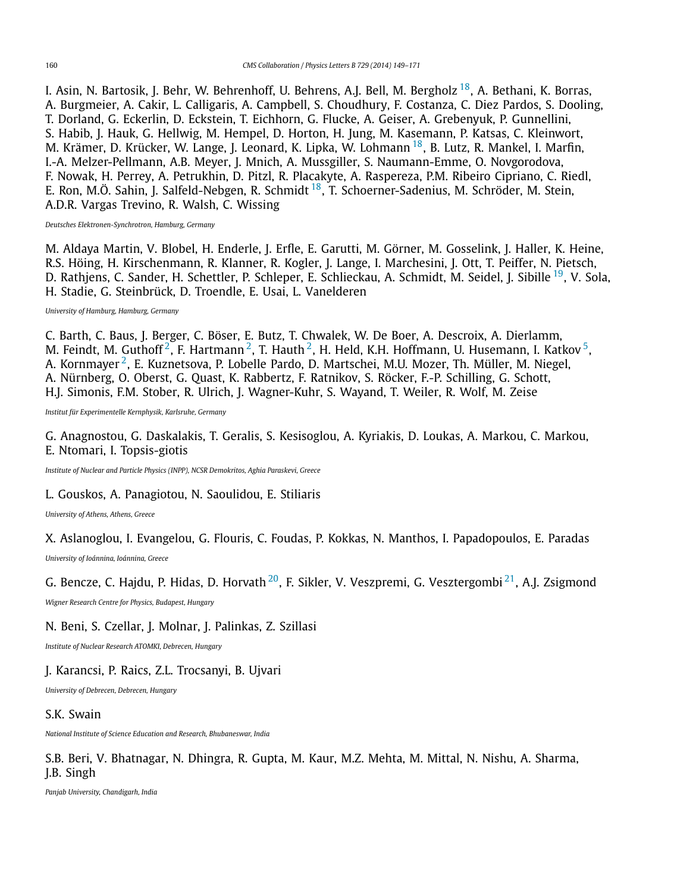I. Asin, N. Bartosik, J. Behr, W. Behrenhoff, U. Behrens, A.J. Bell, M. Bergholz [18], A. Bethani, K. Borras, A. Burgmeier, A. Cakir, L. Calligaris, A. Campbell, S. Choudhury, F. Costanza, C. Diez Pardos, S. Dooling, T. Dorland, G. Eckerlin, D. Eckstein, T. Eichhorn, G. Flucke, A. Geiser, A. Grebenyuk, P. Gunnellini, S. Habib, J. Hauk, G. Hellwig, M. Hempel, D. Horton, H. Jung, M. Kasemann, P. Katsas, C. Kleinwort, M. Krämer, D. Krücker, W. Lange, J. Leonard, K. Lipka, W. Lohmann [18], B. Lutz, R. Mankel, I. Marfin, I.-A. Melzer-Pellmann, A.B. Meyer, J. Mnich, A. Mussgiller, S. Naumann-Emme, O. Novgorodova, F. Nowak, H. Perrey, A. Petrukhin, D. Pitzl, R. Placakyte, A. Raspereza, P.M. Ribeiro Cipriano, C. Riedl, E. Ron, M.Ö. Sahin, J. Salfeld-Nebgen, R. Schmidt [18], T. Schoerner-Sadenius, M. Schröder, M. Stein, A.D.R. Vargas Trevino, R. Walsh, C. Wissing

*Deutsches Elektronen-Synchrotron, Hamburg, Germany*

M. Aldaya Martin, V. Blobel, H. Enderle, J. Erfle, E. Garutti, M. Görner, M. Gosselink, J. Haller, K. Heine, R.S. Höing, H. Kirschenmann, R. Klanner, R. Kogler, J. Lange, I. Marchesini, J. Ott, T. Peiffer, N. Pietsch, D. Rathjens, C. Sander, H. Schettler, P. Schleper, E. Schlieckau, A. Schmidt, M. Seidel, J. Sibille [19], V. Sola, H. Stadie, G. Steinbrück, D. Troendle, E. Usai, L. Vanelderen

*University of Hamburg, Hamburg, Germany*

C. Barth, C. Baus, J. Berger, C. Böser, E. Butz, T. Chwalek, W. De Boer, A. Descroix, A. Dierlamm, M. Feindt, M. Guthoff [2], F. Hartmann [2], T. Hauth [2], H. Held, K.H. Hoffmann, U. Husemann, I. Katkov [5], A. Kornmayer [2], E. Kuznetsova, P. Lobelle Pardo, D. Martschei, M.U. Mozer, Th. Müller, M. Niegel, A. Nürnberg, O. Oberst, G. Quast, K. Rabbertz, F. Ratnikov, S. Röcker, F.-P. Schilling, G. Schott, H.J. Simonis, F.M. Stober, R. Ulrich, J. Wagner-Kuhr, S. Wayand, T. Weiler, R. Wolf, M. Zeise

*Institut für Experimentelle Kernphysik, Karlsruhe, Germany*

G. Anagnostou, G. Daskalakis, T. Geralis, S. Kesisoglou, A. Kyriakis, D. Loukas, A. Markou, C. Markou, E. Ntomari, I. Topsis-giotis

*Institute of Nuclear and Particle Physics (INPP), NCSR Demokritos, Aghia Paraskevi, Greece*

L. Gouskos, A. Panagiotou, N. Saoulidou, E. Stiliaris

*University of Athens, Athens, Greece*

X. Aslanoglou, I. Evangelou, G. Flouris, C. Foudas, P. Kokkas, N. Manthos, I. Papadopoulos, E. Paradas

*University of Ioánnina, Ioánnina, Greece*

G. Bencze, C. Hajdu, P. Hidas, D. Horvath [20], F. Sikler, V. Veszpremi, G. Vesztergombi [21], A.J. Zsigmond

*Wigner Research Centre for Physics, Budapest, Hungary*

N. Beni, S. Czellar, J. Molnar, J. Palinkas, Z. Szillasi

*Institute of Nuclear Research ATOMKI, Debrecen, Hungary*

J. Karancsi, P. Raics, Z.L. Trocsanyi, B. Ujvari

*University of Debrecen, Debrecen, Hungary*

S.K. Swain

*National Institute of Science Education and Research, Bhubaneswar, India*

S.B. Beri, V. Bhatnagar, N. Dhingra, R. Gupta, M. Kaur, M.Z. Mehta, M. Mittal, N. Nishu, A. Sharma, J.B. Singh

*Panjab University, Chandigarh, India*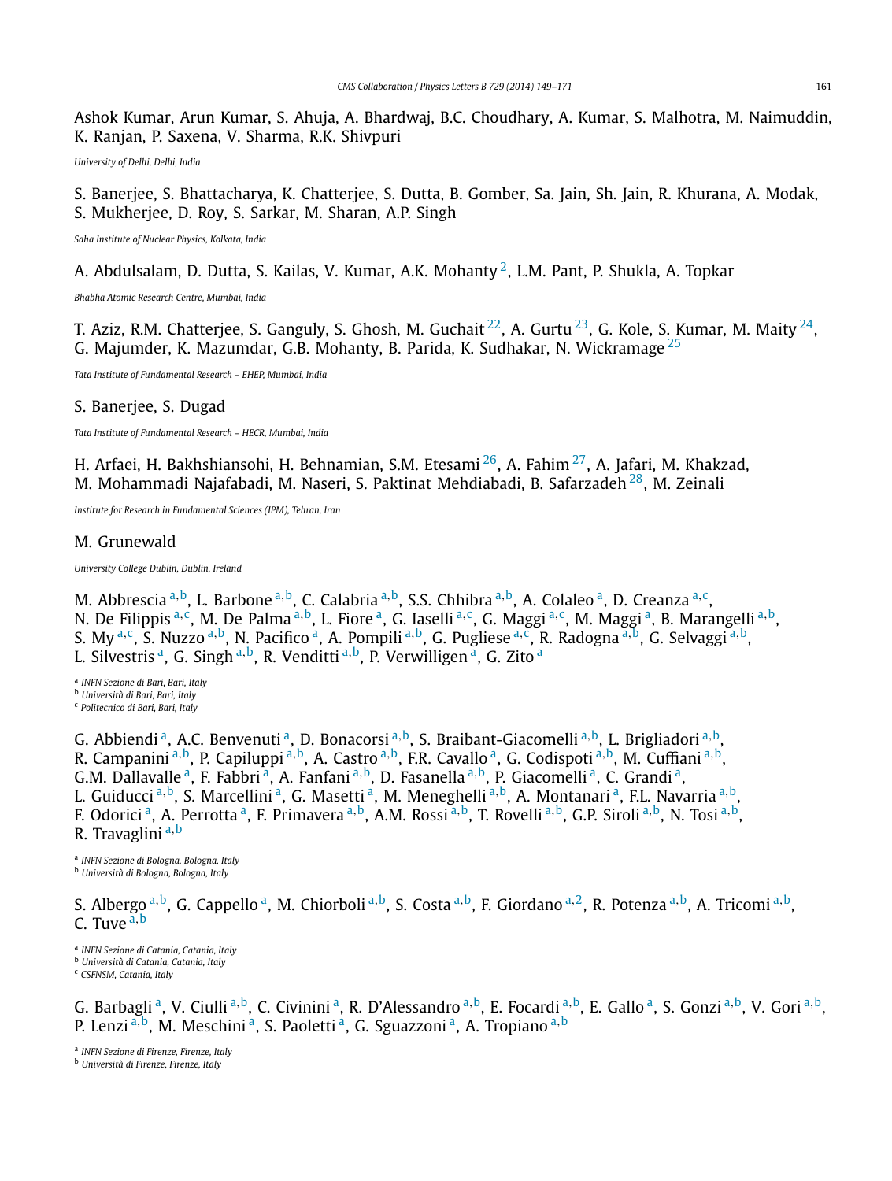Ashok Kumar, Arun Kumar, S. Ahuja, A. Bhardwaj, B.C. Choudhary, A. Kumar, S. Malhotra, M. Naimuddin, K. Ranjan, P. Saxena, V. Sharma, R.K. Shivpuri

*University of Delhi, Delhi, India*

S. Banerjee, S. Bhattacharya, K. Chatterjee, S. Dutta, B. Gomber, Sa. Jain, Sh. Jain, R. Khurana, A. Modak, S. Mukherjee, D. Roy, S. Sarkar, M. Sharan, A.P. Singh

*Saha Institute of Nuclear Physics, Kolkata, India*

A. Abdulsalam, D. Dutta, S. Kailas, V. Kumar, A.K. Mohanty [2], L.M. Pant, P. Shukla, A. Topkar

*Bhabha Atomic Research Centre, Mumbai, India*

T. Aziz, R.M. Chatterjee, S. Ganguly, S. Ghosh, M. Guchait [22], A. Gurtu [23], G. Kole, S. Kumar, M. Maity [24], G. Majumder, K. Mazumdar, G.B. Mohanty, B. Parida, K. Sudhakar, N. Wickramage [25]

*Tata Institute of Fundamental Research – EHEP, Mumbai, India*

S. Banerjee, S. Dugad

*Tata Institute of Fundamental Research – HECR, Mumbai, India*

H. Arfaei, H. Bakhshiansohi, H. Behnamian, S.M. Etesami [26], A. Fahim [27], A. Jafari, M. Khakzad, M. Mohammadi Najafabadi, M. Naseri, S. Paktinat Mehdiabadi, B. Safarzadeh [28], M. Zeinali

*Institute for Research in Fundamental Sciences (IPM), Tehran, Iran*

M. Grunewald

*University College Dublin, Dublin, Ireland*

M. Abbrescia [a,b], L. Barbone [a,b], C. Calabria [a,b], S.S. Chhibra [a,b], A. Colaleo [a], D. Creanza [a,c], N. De Filippis [a,c], M. De Palma [a,b], L. Fiore [a], G. Iaselli [a,c], G. Maggi [a,c], M. Maggi [a], B. Marangelli [a,b], S. My [a,c], S. Nuzzo [a,b], N. Pacifico [a], A. Pompili [a,b], G. Pugliese [a,c], R. Radogna [a,b], G. Selvaggi [a,b], L. Silvestris [a], G. Singh [a,b], R. Venditti [a,b], P. Verwilligen [a], G. Zito [a]

[a] *INFN Sezione di Bari, Bari, Italy*
[b] *Università di Bari, Bari, Italy*
[c] *Politecnico di Bari, Bari, Italy*

G. Abbiendi [a], A.C. Benvenuti [a], D. Bonacorsi [a,b], S. Braibant-Giacomelli [a,b], L. Brigliadori [a,b], R. Campanini [a,b], P. Capiluppi [a,b], A. Castro [a,b], F.R. Cavallo [a], G. Codispoti [a,b], M. Cuffiani [a,b], G.M. Dallavalle [a], F. Fabbri [a], A. Fanfani [a,b], D. Fasanella [a,b], P. Giacomelli [a], C. Grandi [a], L. Guiducci [a,b], S. Marcellini [a], G. Masetti [a], M. Meneghelli [a,b], A. Montanari [a], F.L. Navarria [a,b], F. Odorici [a], A. Perrotta [a], F. Primavera [a,b], A.M. Rossi [a,b], T. Rovelli [a,b], G.P. Siroli [a,b], N. Tosi [a,b], R. Travaglini [a,b]

[a] *INFN Sezione di Bologna, Bologna, Italy*
[b] *Università di Bologna, Bologna, Italy*

S. Albergo [a,b], G. Cappello [a], M. Chiorboli [a,b], S. Costa [a,b], F. Giordano [a,2], R. Potenza [a,b], A. Tricomi [a,b], C. Tuve [a,b]

[a] *INFN Sezione di Catania, Catania, Italy*
[b] *Università di Catania, Catania, Italy*
[c] *CSFNSM, Catania, Italy*

G. Barbagli [a], V. Ciulli [a,b], C. Civinini [a], R. D'Alessandro [a,b], E. Focardi [a,b], E. Gallo [a], S. Gonzi [a,b], V. Gori [a,b], P. Lenzi [a,b], M. Meschini [a], S. Paoletti [a], G. Sguazzoni [a], A. Tropiano [a,b]

[a] *INFN Sezione di Firenze, Firenze, Italy*
[b] *Università di Firenze, Firenze, Italy*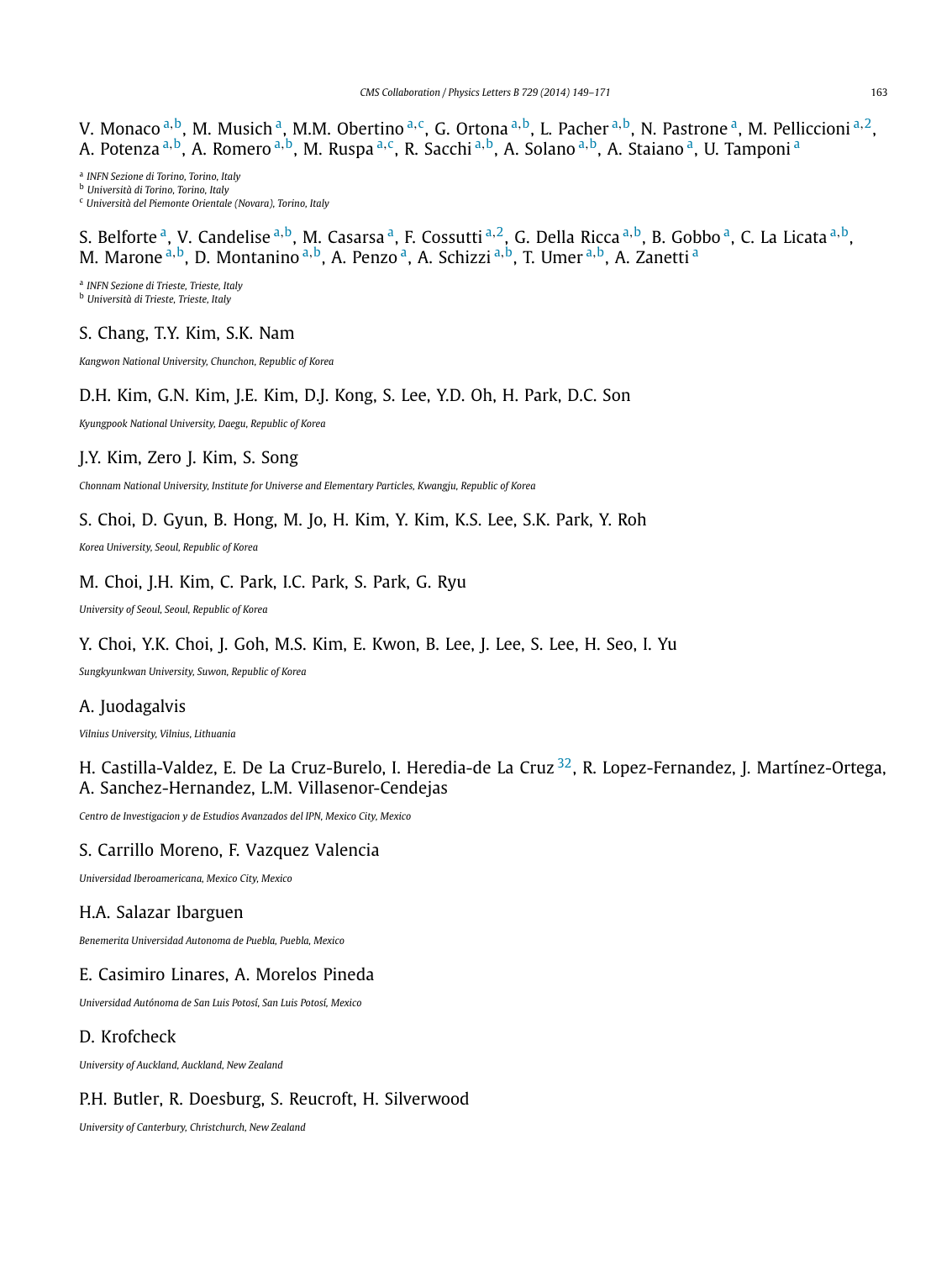V. Monaco [a,b], M. Musich [a], M.M. Obertino [a,c], G. Ortona [a,b], L. Pacher [a,b], N. Pastrone [a], M. Pelliccioni [a,2], A. Potenza [a,b], A. Romero [a,b], M. Ruspa [a,c], R. Sacchi [a,b], A. Solano [a,b], A. Staiano [a], U. Tamponi [a]

[a] *INFN Sezione di Torino, Torino, Italy*
[b] *Università di Torino, Torino, Italy*
[c] *Università del Piemonte Orientale (Novara), Torino, Italy*

S. Belforte [a], V. Candelise [a,b], M. Casarsa [a], F. Cossutti [a,2], G. Della Ricca [a,b], B. Gobbo [a], C. La Licata [a,b], M. Marone [a,b], D. Montanino [a,b], A. Penzo [a], A. Schizzi [a,b], T. Umer [a,b], A. Zanetti [a]

[a] *INFN Sezione di Trieste, Trieste, Italy*
[b] *Università di Trieste, Trieste, Italy*

S. Chang, T.Y. Kim, S.K. Nam

*Kangwon National University, Chunchon, Republic of Korea*

D.H. Kim, G.N. Kim, J.E. Kim, D.J. Kong, S. Lee, Y.D. Oh, H. Park, D.C. Son

*Kyungpook National University, Daegu, Republic of Korea*

J.Y. Kim, Zero J. Kim, S. Song

*Chonnam National University, Institute for Universe and Elementary Particles, Kwangju, Republic of Korea*

S. Choi, D. Gyun, B. Hong, M. Jo, H. Kim, Y. Kim, K.S. Lee, S.K. Park, Y. Roh

*Korea University, Seoul, Republic of Korea*

M. Choi, J.H. Kim, C. Park, I.C. Park, S. Park, G. Ryu

*University of Seoul, Seoul, Republic of Korea*

Y. Choi, Y.K. Choi, J. Goh, M.S. Kim, E. Kwon, B. Lee, J. Lee, S. Lee, H. Seo, I. Yu

*Sungkyunkwan University, Suwon, Republic of Korea*

A. Juodagalvis

*Vilnius University, Vilnius, Lithuania*

H. Castilla-Valdez, E. De La Cruz-Burelo, I. Heredia-de La Cruz [32], R. Lopez-Fernandez, J. Martínez-Ortega, A. Sanchez-Hernandez, L.M. Villasenor-Cendejas

*Centro de Investigacion y de Estudios Avanzados del IPN, Mexico City, Mexico*

S. Carrillo Moreno, F. Vazquez Valencia

*Universidad Iberoamericana, Mexico City, Mexico*

H.A. Salazar Ibarguen

*Benemerita Universidad Autonoma de Puebla, Puebla, Mexico*

E. Casimiro Linares, A. Morelos Pineda

*Universidad Autónoma de San Luis Potosí, San Luis Potosí, Mexico*

D. Krofcheck

*University of Auckland, Auckland, New Zealand*

P.H. Butler, R. Doesburg, S. Reucroft, H. Silverwood

*University of Canterbury, Christchurch, New Zealand*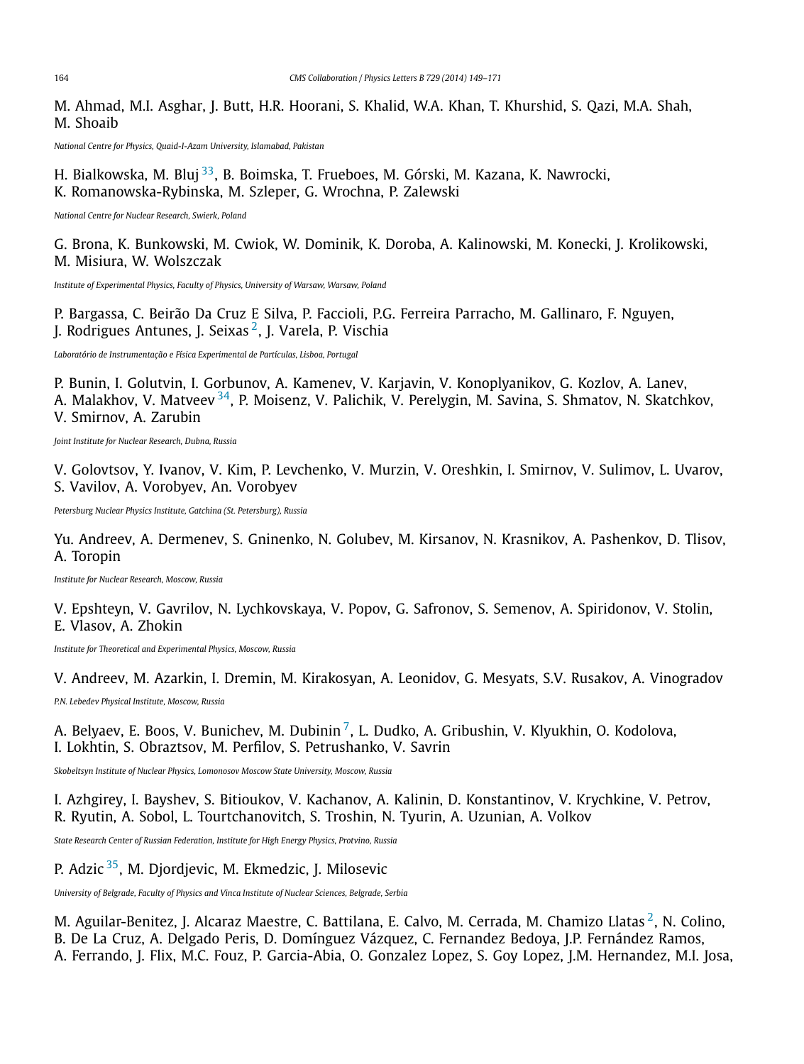M. Ahmad, M.I. Asghar, J. Butt, H.R. Hoorani, S. Khalid, W.A. Khan, T. Khurshid, S. Qazi, M.A. Shah, M. Shoaib

*National Centre for Physics, Quaid-I-Azam University, Islamabad, Pakistan*

H. Bialkowska, M. Bluj [33], B. Boimska, T. Frueboes, M. Górski, M. Kazana, K. Nawrocki, K. Romanowska-Rybinska, M. Szleper, G. Wrochna, P. Zalewski

*National Centre for Nuclear Research, Swierk, Poland*

G. Brona, K. Bunkowski, M. Cwiok, W. Dominik, K. Doroba, A. Kalinowski, M. Konecki, J. Krolikowski, M. Misiura, W. Wolszczak

*Institute of Experimental Physics, Faculty of Physics, University of Warsaw, Warsaw, Poland*

P. Bargassa, C. Beirão Da Cruz E Silva, P. Faccioli, P.G. Ferreira Parracho, M. Gallinaro, F. Nguyen, J. Rodrigues Antunes, J. Seixas [2], J. Varela, P. Vischia

*Laboratório de Instrumentação e Física Experimental de Partículas, Lisboa, Portugal*

P. Bunin, I. Golutvin, I. Gorbunov, A. Kamenev, V. Karjavin, V. Konoplyanikov, G. Kozlov, A. Lanev, A. Malakhov, V. Matveev [34], P. Moisenz, V. Palichik, V. Perelygin, M. Savina, S. Shmatov, N. Skatchkov, V. Smirnov, A. Zarubin

*Joint Institute for Nuclear Research, Dubna, Russia*

V. Golovtsov, Y. Ivanov, V. Kim, P. Levchenko, V. Murzin, V. Oreshkin, I. Smirnov, V. Sulimov, L. Uvarov, S. Vavilov, A. Vorobyev, An. Vorobyev

*Petersburg Nuclear Physics Institute, Gatchina (St. Petersburg), Russia*

Yu. Andreev, A. Dermenev, S. Gninenko, N. Golubev, M. Kirsanov, N. Krasnikov, A. Pashenkov, D. Tlisov, A. Toropin

*Institute for Nuclear Research, Moscow, Russia*

V. Epshteyn, V. Gavrilov, N. Lychkovskaya, V. Popov, G. Safronov, S. Semenov, A. Spiridonov, V. Stolin, E. Vlasov, A. Zhokin

*Institute for Theoretical and Experimental Physics, Moscow, Russia*

V. Andreev, M. Azarkin, I. Dremin, M. Kirakosyan, A. Leonidov, G. Mesyats, S.V. Rusakov, A. Vinogradov

*P.N. Lebedev Physical Institute, Moscow, Russia*

A. Belyaev, E. Boos, V. Bunichev, M. Dubinin [7], L. Dudko, A. Gribushin, V. Klyukhin, O. Kodolova, I. Lokhtin, S. Obraztsov, M. Perfilov, S. Petrushanko, V. Savrin

*Skobeltsyn Institute of Nuclear Physics, Lomonosov Moscow State University, Moscow, Russia*

I. Azhgirey, I. Bayshev, S. Bitioukov, V. Kachanov, A. Kalinin, D. Konstantinov, V. Krychkine, V. Petrov, R. Ryutin, A. Sobol, L. Tourtchanovitch, S. Troshin, N. Tyurin, A. Uzunian, A. Volkov

*State Research Center of Russian Federation, Institute for High Energy Physics, Protvino, Russia*

P. Adzic [35], M. Djordjevic, M. Ekmedzic, J. Milosevic

*University of Belgrade, Faculty of Physics and Vinca Institute of Nuclear Sciences, Belgrade, Serbia*

M. Aguilar-Benitez, J. Alcaraz Maestre, C. Battilana, E. Calvo, M. Cerrada, M. Chamizo Llatas [2], N. Colino, B. De La Cruz, A. Delgado Peris, D. Domínguez Vázquez, C. Fernandez Bedoya, J.P. Fernández Ramos, A. Ferrando, J. Flix, M.C. Fouz, P. Garcia-Abia, O. Gonzalez Lopez, S. Goy Lopez, J.M. Hernandez, M.I. Josa,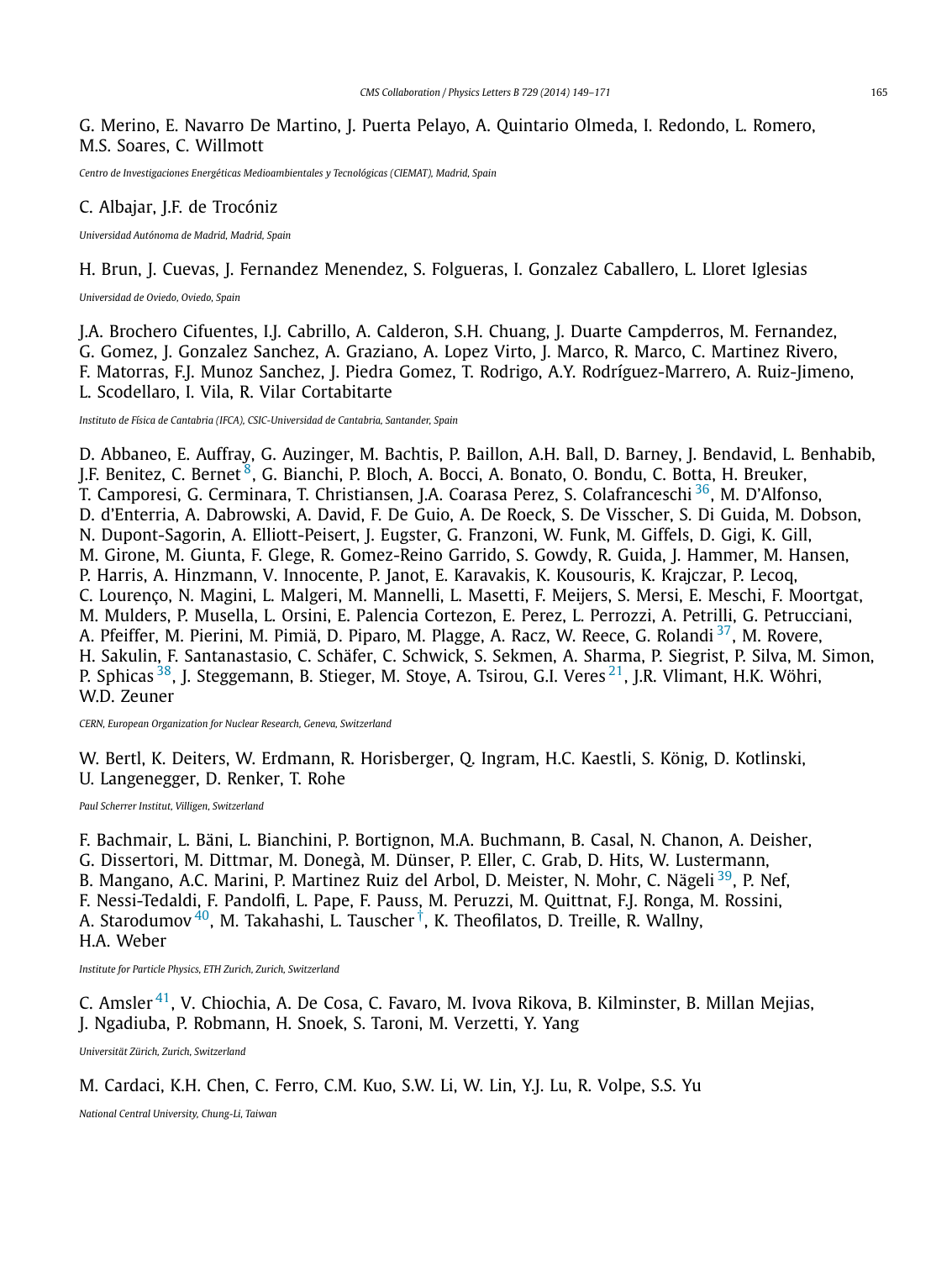G. Merino, E. Navarro De Martino, J. Puerta Pelayo, A. Quintario Olmeda, I. Redondo, L. Romero, M.S. Soares, C. Willmott

*Centro de Investigaciones Energéticas Medioambientales y Tecnológicas (CIEMAT), Madrid, Spain*

C. Albajar, J.F. de Trocóniz

*Universidad Autónoma de Madrid, Madrid, Spain*

H. Brun, J. Cuevas, J. Fernandez Menendez, S. Folgueras, I. Gonzalez Caballero, L. Lloret Iglesias

*Universidad de Oviedo, Oviedo, Spain*

J.A. Brochero Cifuentes, I.J. Cabrillo, A. Calderon, S.H. Chuang, J. Duarte Campderros, M. Fernandez, G. Gomez, J. Gonzalez Sanchez, A. Graziano, A. Lopez Virto, J. Marco, R. Marco, C. Martinez Rivero, F. Matorras, F.J. Munoz Sanchez, J. Piedra Gomez, T. Rodrigo, A.Y. Rodríguez-Marrero, A. Ruiz-Jimeno, L. Scodellaro, I. Vila, R. Vilar Cortabitarte

*Instituto de Física de Cantabria (IFCA), CSIC-Universidad de Cantabria, Santander, Spain*

D. Abbaneo, E. Auffray, G. Auzinger, M. Bachtis, P. Baillon, A.H. Ball, D. Barney, J. Bendavid, L. Benhabib, J.F. Benitez, C. Bernet [8], G. Bianchi, P. Bloch, A. Bocci, A. Bonato, O. Bondu, C. Botta, H. Breuker, T. Camporesi, G. Cerminara, T. Christiansen, J.A. Coarasa Perez, S. Colafranceschi [36], M. D'Alfonso, D. d'Enterria, A. Dabrowski, A. David, F. De Guio, A. De Roeck, S. De Visscher, S. Di Guida, M. Dobson, N. Dupont-Sagorin, A. Elliott-Peisert, J. Eugster, G. Franzoni, W. Funk, M. Giffels, D. Gigi, K. Gill, M. Girone, M. Giunta, F. Glege, R. Gomez-Reino Garrido, S. Gowdy, R. Guida, J. Hammer, M. Hansen, P. Harris, A. Hinzmann, V. Innocente, P. Janot, E. Karavakis, K. Kousouris, K. Krajczar, P. Lecoq, C. Lourenço, N. Magini, L. Malgeri, M. Mannelli, L. Masetti, F. Meijers, S. Mersi, E. Meschi, F. Moortgat, M. Mulders, P. Musella, L. Orsini, E. Palencia Cortezon, E. Perez, L. Perrozzi, A. Petrilli, G. Petrucciani, A. Pfeiffer, M. Pierini, M. Pimiä, D. Piparo, M. Plagge, A. Racz, W. Reece, G. Rolandi [37], M. Rovere, H. Sakulin, F. Santanastasio, C. Schäfer, C. Schwick, S. Sekmen, A. Sharma, P. Siegrist, P. Silva, M. Simon, P. Sphicas [38], J. Steggemann, B. Stieger, M. Stoye, A. Tsirou, G.I. Veres [21], J.R. Vlimant, H.K. Wöhri, W.D. Zeuner

*CERN, European Organization for Nuclear Research, Geneva, Switzerland*

W. Bertl, K. Deiters, W. Erdmann, R. Horisberger, Q. Ingram, H.C. Kaestli, S. König, D. Kotlinski, U. Langenegger, D. Renker, T. Rohe

*Paul Scherrer Institut, Villigen, Switzerland*

F. Bachmair, L. Bäni, L. Bianchini, P. Bortignon, M.A. Buchmann, B. Casal, N. Chanon, A. Deisher, G. Dissertori, M. Dittmar, M. Donegà, M. Dünser, P. Eller, C. Grab, D. Hits, W. Lustermann, B. Mangano, A.C. Marini, P. Martinez Ruiz del Arbol, D. Meister, N. Mohr, C. Nägeli [39], P. Nef, F. Nessi-Tedaldi, F. Pandolfi, L. Pape, F. Pauss, M. Peruzzi, M. Quittnat, F.J. Ronga, M. Rossini, A. Starodumov [40], M. Takahashi, L. Tauscher [†], K. Theofilatos, D. Treille, R. Wallny, H.A. Weber

*Institute for Particle Physics, ETH Zurich, Zurich, Switzerland*

C. Amsler [41], V. Chiochia, A. De Cosa, C. Favaro, M. Ivova Rikova, B. Kilminster, B. Millan Mejias, J. Ngadiuba, P. Robmann, H. Snoek, S. Taroni, M. Verzetti, Y. Yang

*Universität Zürich, Zurich, Switzerland*

M. Cardaci, K.H. Chen, C. Ferro, C.M. Kuo, S.W. Li, W. Lin, Y.J. Lu, R. Volpe, S.S. Yu

*National Central University, Chung-Li, Taiwan*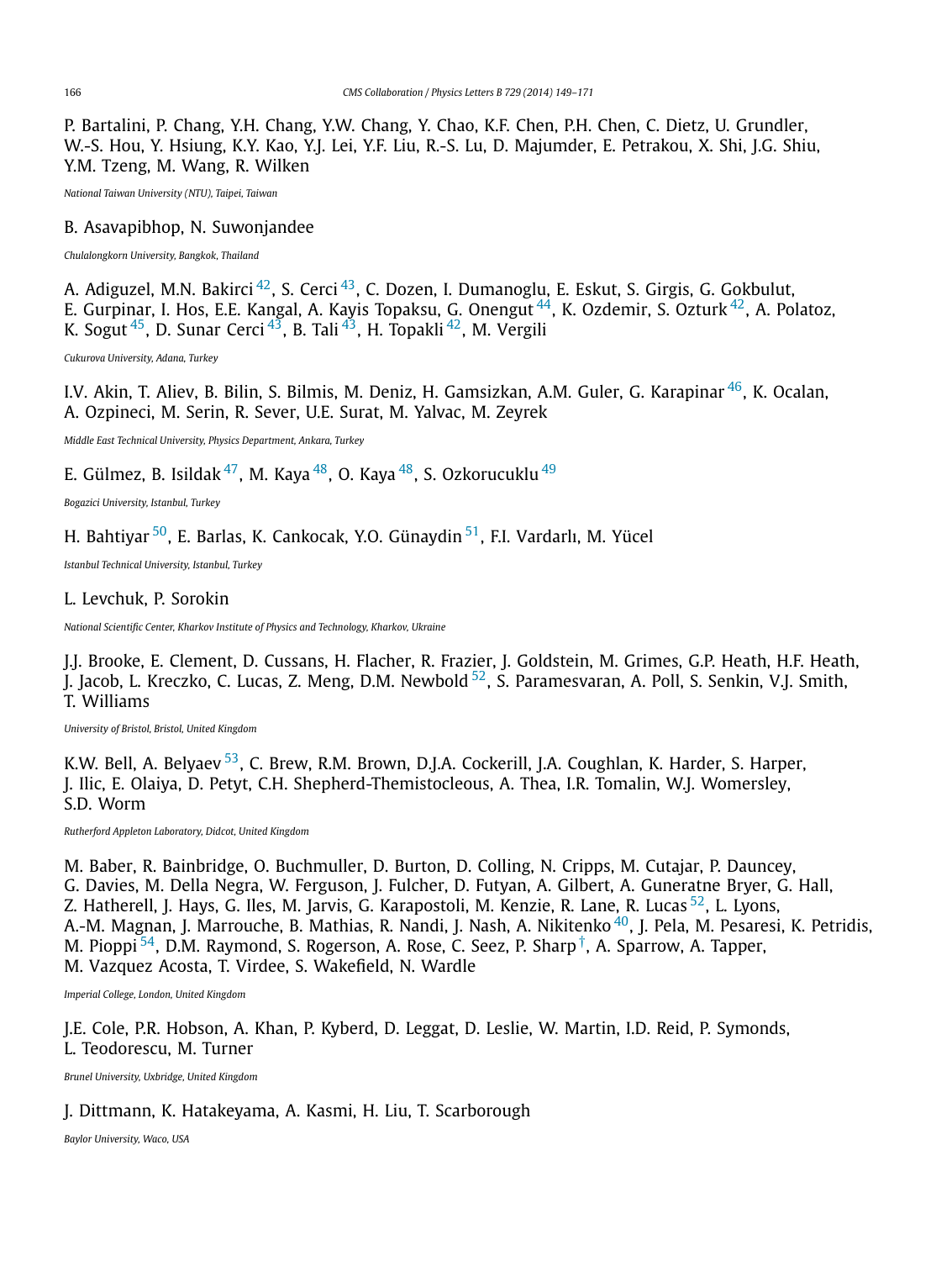P. Bartalini, P. Chang, Y.H. Chang, Y.W. Chang, Y. Chao, K.F. Chen, P.H. Chen, C. Dietz, U. Grundler, W.-S. Hou, Y. Hsiung, K.Y. Kao, Y.J. Lei, Y.F. Liu, R.-S. Lu, D. Majumder, E. Petrakou, X. Shi, J.G. Shiu, Y.M. Tzeng, M. Wang, R. Wilken

*National Taiwan University (NTU), Taipei, Taiwan*

B. Asavapibhop, N. Suwonjandee

*Chulalongkorn University, Bangkok, Thailand*

A. Adiguzel, M.N. Bakirci [42], S. Cerci [43], C. Dozen, I. Dumanoglu, E. Eskut, S. Girgis, G. Gokbulut, E. Gurpinar, I. Hos, E.E. Kangal, A. Kayis Topaksu, G. Onengut [44], K. Ozdemir, S. Ozturk [42], A. Polatoz, K. Sogut [45], D. Sunar Cerci [43], B. Tali [43], H. Topakli [42], M. Vergili

*Cukurova University, Adana, Turkey*

I.V. Akin, T. Aliev, B. Bilin, S. Bilmis, M. Deniz, H. Gamsizkan, A.M. Guler, G. Karapinar [46], K. Ocalan, A. Ozpineci, M. Serin, R. Sever, U.E. Surat, M. Yalvac, M. Zeyrek

*Middle East Technical University, Physics Department, Ankara, Turkey*

E. Gülmez, B. Isildak [47], M. Kaya [48], O. Kaya [48], S. Ozkorucuklu [49]

*Bogazici University, Istanbul, Turkey*

H. Bahtiyar [50], E. Barlas, K. Cankocak, Y.O. Günaydin [51], F.I. Vardarlı, M. Yücel

*Istanbul Technical University, Istanbul, Turkey*

L. Levchuk, P. Sorokin

*National Scientific Center, Kharkov Institute of Physics and Technology, Kharkov, Ukraine*

J.J. Brooke, E. Clement, D. Cussans, H. Flacher, R. Frazier, J. Goldstein, M. Grimes, G.P. Heath, H.F. Heath, J. Jacob, L. Kreczko, C. Lucas, Z. Meng, D.M. Newbold [52], S. Paramesvaran, A. Poll, S. Senkin, V.J. Smith, T. Williams

*University of Bristol, Bristol, United Kingdom*

K.W. Bell, A. Belyaev [53], C. Brew, R.M. Brown, D.J.A. Cockerill, J.A. Coughlan, K. Harder, S. Harper, J. Ilic, E. Olaiya, D. Petyt, C.H. Shepherd-Themistocleous, A. Thea, I.R. Tomalin, W.J. Womersley, S.D. Worm

*Rutherford Appleton Laboratory, Didcot, United Kingdom*

M. Baber, R. Bainbridge, O. Buchmuller, D. Burton, D. Colling, N. Cripps, M. Cutajar, P. Dauncey, G. Davies, M. Della Negra, W. Ferguson, J. Fulcher, D. Futyan, A. Gilbert, A. Guneratne Bryer, G. Hall, Z. Hatherell, J. Hays, G. Iles, M. Jarvis, G. Karapostoli, M. Kenzie, R. Lane, R. Lucas [52], L. Lyons, A.-M. Magnan, J. Marrouche, B. Mathias, R. Nandi, J. Nash, A. Nikitenko [40], J. Pela, M. Pesaresi, K. Petridis, M. Pioppi [54], D.M. Raymond, S. Rogerson, A. Rose, C. Seez, P. Sharp [†], A. Sparrow, A. Tapper, M. Vazquez Acosta, T. Virdee, S. Wakefield, N. Wardle

*Imperial College, London, United Kingdom*

J.E. Cole, P.R. Hobson, A. Khan, P. Kyberd, D. Leggat, D. Leslie, W. Martin, I.D. Reid, P. Symonds, L. Teodorescu, M. Turner

*Brunel University, Uxbridge, United Kingdom*

J. Dittmann, K. Hatakeyama, A. Kasmi, H. Liu, T. Scarborough

*Baylor University, Waco, USA*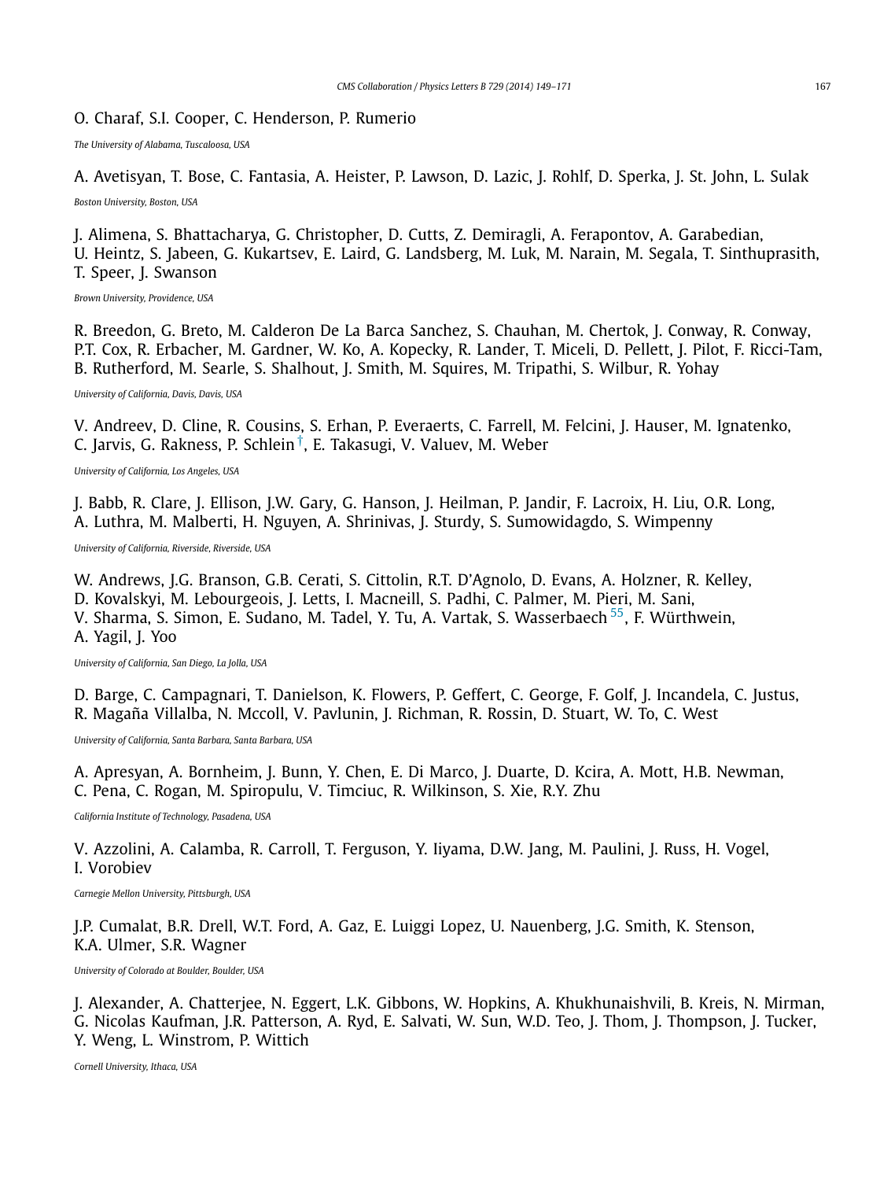O. Charaf, S.I. Cooper, C. Henderson, P. Rumerio

*The University of Alabama, Tuscaloosa, USA*

A. Avetisyan, T. Bose, C. Fantasia, A. Heister, P. Lawson, D. Lazic, J. Rohlf, D. Sperka, J. St. John, L. Sulak

*Boston University, Boston, USA*

J. Alimena, S. Bhattacharya, G. Christopher, D. Cutts, Z. Demiragli, A. Ferapontov, A. Garabedian, U. Heintz, S. Jabeen, G. Kukartsev, E. Laird, G. Landsberg, M. Luk, M. Narain, M. Segala, T. Sinthuprasith, T. Speer, J. Swanson

*Brown University, Providence, USA*

R. Breedon, G. Breto, M. Calderon De La Barca Sanchez, S. Chauhan, M. Chertok, J. Conway, R. Conway, P.T. Cox, R. Erbacher, M. Gardner, W. Ko, A. Kopecky, R. Lander, T. Miceli, D. Pellett, J. Pilot, F. Ricci-Tam, B. Rutherford, M. Searle, S. Shalhout, J. Smith, M. Squires, M. Tripathi, S. Wilbur, R. Yohay

*University of California, Davis, Davis, USA*

V. Andreev, D. Cline, R. Cousins, S. Erhan, P. Everaerts, C. Farrell, M. Felcini, J. Hauser, M. Ignatenko, C. Jarvis, G. Rakness, P. Schlein[†], E. Takasugi, V. Valuev, M. Weber

*University of California, Los Angeles, USA*

J. Babb, R. Clare, J. Ellison, J.W. Gary, G. Hanson, J. Heilman, P. Jandir, F. Lacroix, H. Liu, O.R. Long, A. Luthra, M. Malberti, H. Nguyen, A. Shrinivas, J. Sturdy, S. Sumowidagdo, S. Wimpenny

*University of California, Riverside, Riverside, USA*

W. Andrews, J.G. Branson, G.B. Cerati, S. Cittolin, R.T. D'Agnolo, D. Evans, A. Holzner, R. Kelley, D. Kovalskyi, M. Lebourgeois, J. Letts, I. Macneill, S. Padhi, C. Palmer, M. Pieri, M. Sani, V. Sharma, S. Simon, E. Sudano, M. Tadel, Y. Tu, A. Vartak, S. Wasserbaech[55], F. Würthwein, A. Yagil, J. Yoo

*University of California, San Diego, La Jolla, USA*

D. Barge, C. Campagnari, T. Danielson, K. Flowers, P. Geffert, C. George, F. Golf, J. Incandela, C. Justus, R. Magaña Villalba, N. Mccoll, V. Pavlunin, J. Richman, R. Rossin, D. Stuart, W. To, C. West

*University of California, Santa Barbara, Santa Barbara, USA*

A. Apresyan, A. Bornheim, J. Bunn, Y. Chen, E. Di Marco, J. Duarte, D. Kcira, A. Mott, H.B. Newman, C. Pena, C. Rogan, M. Spiropulu, V. Timciuc, R. Wilkinson, S. Xie, R.Y. Zhu

*California Institute of Technology, Pasadena, USA*

V. Azzolini, A. Calamba, R. Carroll, T. Ferguson, Y. Iiyama, D.W. Jang, M. Paulini, J. Russ, H. Vogel, I. Vorobiev

*Carnegie Mellon University, Pittsburgh, USA*

J.P. Cumalat, B.R. Drell, W.T. Ford, A. Gaz, E. Luiggi Lopez, U. Nauenberg, J.G. Smith, K. Stenson, K.A. Ulmer, S.R. Wagner

*University of Colorado at Boulder, Boulder, USA*

J. Alexander, A. Chatterjee, N. Eggert, L.K. Gibbons, W. Hopkins, A. Khukhunaishvili, B. Kreis, N. Mirman, G. Nicolas Kaufman, J.R. Patterson, A. Ryd, E. Salvati, W. Sun, W.D. Teo, J. Thom, J. Thompson, J. Tucker, Y. Weng, L. Winstrom, P. Wittich

*Cornell University, Ithaca, USA*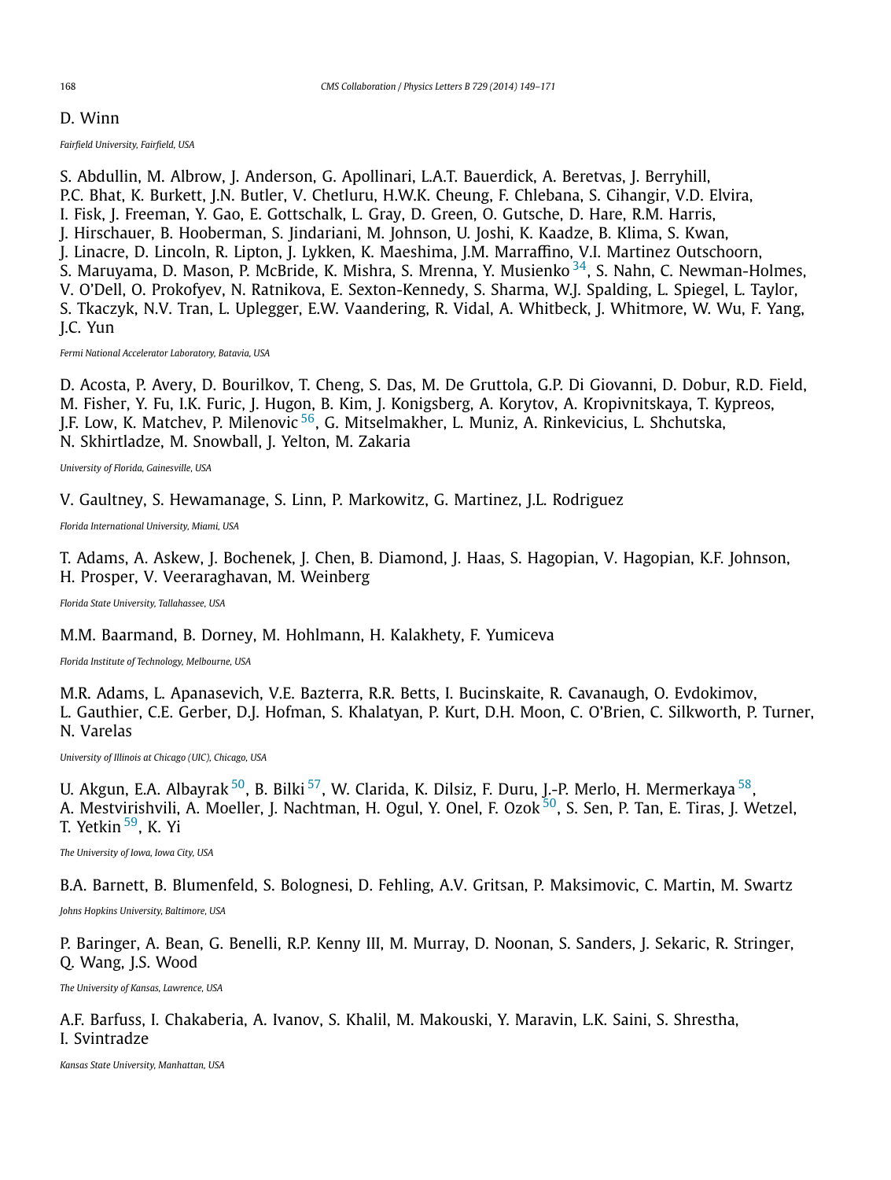D. Winn

*Fairfield University, Fairfield, USA*

S. Abdullin, M. Albrow, J. Anderson, G. Apollinari, L.A.T. Bauerdick, A. Beretvas, J. Berryhill, P.C. Bhat, K. Burkett, J.N. Butler, V. Chetluru, H.W.K. Cheung, F. Chlebana, S. Cihangir, V.D. Elvira, I. Fisk, J. Freeman, Y. Gao, E. Gottschalk, L. Gray, D. Green, O. Gutsche, D. Hare, R.M. Harris, J. Hirschauer, B. Hooberman, S. Jindariani, M. Johnson, U. Joshi, K. Kaadze, B. Klima, S. Kwan, J. Linacre, D. Lincoln, R. Lipton, J. Lykken, K. Maeshima, J.M. Marraffino, V.I. Martinez Outschoorn, S. Maruyama, D. Mason, P. McBride, K. Mishra, S. Mrenna, Y. Musienko [34], S. Nahn, C. Newman-Holmes, V. O'Dell, O. Prokofyev, N. Ratnikova, E. Sexton-Kennedy, S. Sharma, W.J. Spalding, L. Spiegel, L. Taylor, S. Tkaczyk, N.V. Tran, L. Uplegger, E.W. Vaandering, R. Vidal, A. Whitbeck, J. Whitmore, W. Wu, F. Yang, J.C. Yun

*Fermi National Accelerator Laboratory, Batavia, USA*

D. Acosta, P. Avery, D. Bourilkov, T. Cheng, S. Das, M. De Gruttola, G.P. Di Giovanni, D. Dobur, R.D. Field, M. Fisher, Y. Fu, I.K. Furic, J. Hugon, B. Kim, J. Konigsberg, A. Korytov, A. Kropivnitskaya, T. Kypreos, J.F. Low, K. Matchev, P. Milenovic [56], G. Mitselmakher, L. Muniz, A. Rinkevicius, L. Shchutska, N. Skhirtladze, M. Snowball, J. Yelton, M. Zakaria

*University of Florida, Gainesville, USA*

V. Gaultney, S. Hewamanage, S. Linn, P. Markowitz, G. Martinez, J.L. Rodriguez

*Florida International University, Miami, USA*

T. Adams, A. Askew, J. Bochenek, J. Chen, B. Diamond, J. Haas, S. Hagopian, V. Hagopian, K.F. Johnson, H. Prosper, V. Veeraraghavan, M. Weinberg

*Florida State University, Tallahassee, USA*

M.M. Baarmand, B. Dorney, M. Hohlmann, H. Kalakhety, F. Yumiceva

*Florida Institute of Technology, Melbourne, USA*

M.R. Adams, L. Apanasevich, V.E. Bazterra, R.R. Betts, I. Bucinskaite, R. Cavanaugh, O. Evdokimov, L. Gauthier, C.E. Gerber, D.J. Hofman, S. Khalatyan, P. Kurt, D.H. Moon, C. O'Brien, C. Silkworth, P. Turner, N. Varelas

*University of Illinois at Chicago (UIC), Chicago, USA*

U. Akgun, E.A. Albayrak [50], B. Bilki [57], W. Clarida, K. Dilsiz, F. Duru, J.-P. Merlo, H. Mermerkaya [58], A. Mestvirishvili, A. Moeller, J. Nachtman, H. Ogul, Y. Onel, F. Ozok [50], S. Sen, P. Tan, E. Tiras, J. Wetzel, T. Yetkin [59], K. Yi

*The University of Iowa, Iowa City, USA*

B.A. Barnett, B. Blumenfeld, S. Bolognesi, D. Fehling, A.V. Gritsan, P. Maksimovic, C. Martin, M. Swartz

*Johns Hopkins University, Baltimore, USA*

P. Baringer, A. Bean, G. Benelli, R.P. Kenny III, M. Murray, D. Noonan, S. Sanders, J. Sekaric, R. Stringer, Q. Wang, J.S. Wood

*The University of Kansas, Lawrence, USA*

A.F. Barfuss, I. Chakaberia, A. Ivanov, S. Khalil, M. Makouski, Y. Maravin, L.K. Saini, S. Shrestha, I. Svintradze

*Kansas State University, Manhattan, USA*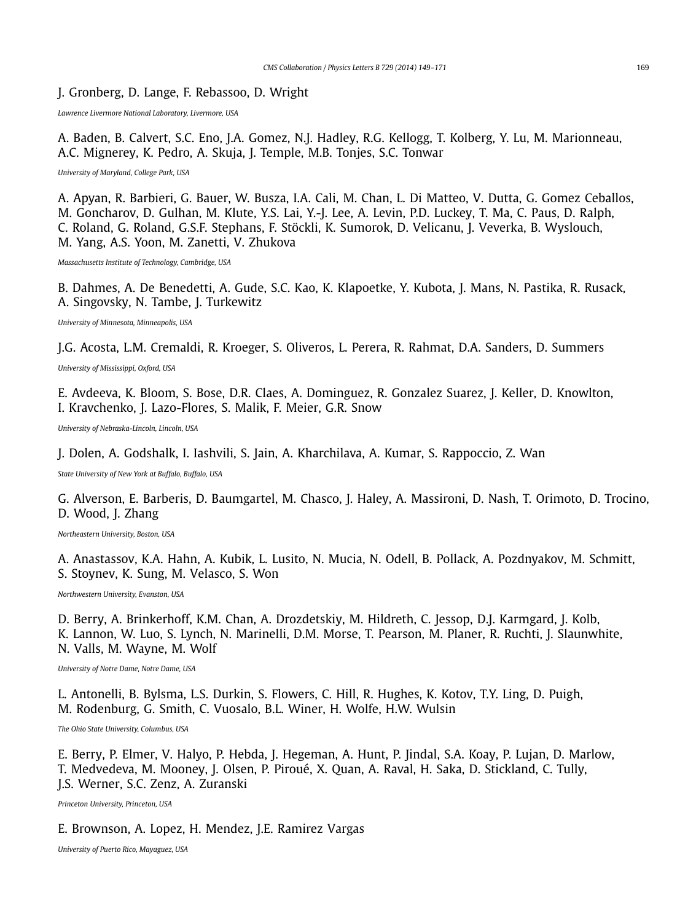J. Gronberg, D. Lange, F. Rebassoo, D. Wright

*Lawrence Livermore National Laboratory, Livermore, USA*

A. Baden, B. Calvert, S.C. Eno, J.A. Gomez, N.J. Hadley, R.G. Kellogg, T. Kolberg, Y. Lu, M. Marionneau, A.C. Mignerey, K. Pedro, A. Skuja, J. Temple, M.B. Tonjes, S.C. Tonwar

*University of Maryland, College Park, USA*

A. Apyan, R. Barbieri, G. Bauer, W. Busza, I.A. Cali, M. Chan, L. Di Matteo, V. Dutta, G. Gomez Ceballos, M. Goncharov, D. Gulhan, M. Klute, Y.S. Lai, Y.-J. Lee, A. Levin, P.D. Luckey, T. Ma, C. Paus, D. Ralph, C. Roland, G. Roland, G.S.F. Stephans, F. Stöckli, K. Sumorok, D. Velicanu, J. Veverka, B. Wyslouch, M. Yang, A.S. Yoon, M. Zanetti, V. Zhukova

*Massachusetts Institute of Technology, Cambridge, USA*

B. Dahmes, A. De Benedetti, A. Gude, S.C. Kao, K. Klapoetke, Y. Kubota, J. Mans, N. Pastika, R. Rusack, A. Singovsky, N. Tambe, J. Turkewitz

*University of Minnesota, Minneapolis, USA*

J.G. Acosta, L.M. Cremaldi, R. Kroeger, S. Oliveros, L. Perera, R. Rahmat, D.A. Sanders, D. Summers

*University of Mississippi, Oxford, USA*

E. Avdeeva, K. Bloom, S. Bose, D.R. Claes, A. Dominguez, R. Gonzalez Suarez, J. Keller, D. Knowlton, I. Kravchenko, J. Lazo-Flores, S. Malik, F. Meier, G.R. Snow

*University of Nebraska-Lincoln, Lincoln, USA*

J. Dolen, A. Godshalk, I. Iashvili, S. Jain, A. Kharchilava, A. Kumar, S. Rappoccio, Z. Wan

*State University of New York at Buffalo, Buffalo, USA*

G. Alverson, E. Barberis, D. Baumgartel, M. Chasco, J. Haley, A. Massironi, D. Nash, T. Orimoto, D. Trocino, D. Wood, J. Zhang

*Northeastern University, Boston, USA*

A. Anastassov, K.A. Hahn, A. Kubik, L. Lusito, N. Mucia, N. Odell, B. Pollack, A. Pozdnyakov, M. Schmitt, S. Stoynev, K. Sung, M. Velasco, S. Won

*Northwestern University, Evanston, USA*

D. Berry, A. Brinkerhoff, K.M. Chan, A. Drozdetskiy, M. Hildreth, C. Jessop, D.J. Karmgard, J. Kolb, K. Lannon, W. Luo, S. Lynch, N. Marinelli, D.M. Morse, T. Pearson, M. Planer, R. Ruchti, J. Slaunwhite, N. Valls, M. Wayne, M. Wolf

*University of Notre Dame, Notre Dame, USA*

L. Antonelli, B. Bylsma, L.S. Durkin, S. Flowers, C. Hill, R. Hughes, K. Kotov, T.Y. Ling, D. Puigh, M. Rodenburg, G. Smith, C. Vuosalo, B.L. Winer, H. Wolfe, H.W. Wulsin

*The Ohio State University, Columbus, USA*

E. Berry, P. Elmer, V. Halyo, P. Hebda, J. Hegeman, A. Hunt, P. Jindal, S.A. Koay, P. Lujan, D. Marlow, T. Medvedeva, M. Mooney, J. Olsen, P. Piroué, X. Quan, A. Raval, H. Saka, D. Stickland, C. Tully, J.S. Werner, S.C. Zenz, A. Zuranski

*Princeton University, Princeton, USA*

E. Brownson, A. Lopez, H. Mendez, J.E. Ramirez Vargas

*University of Puerto Rico, Mayaguez, USA*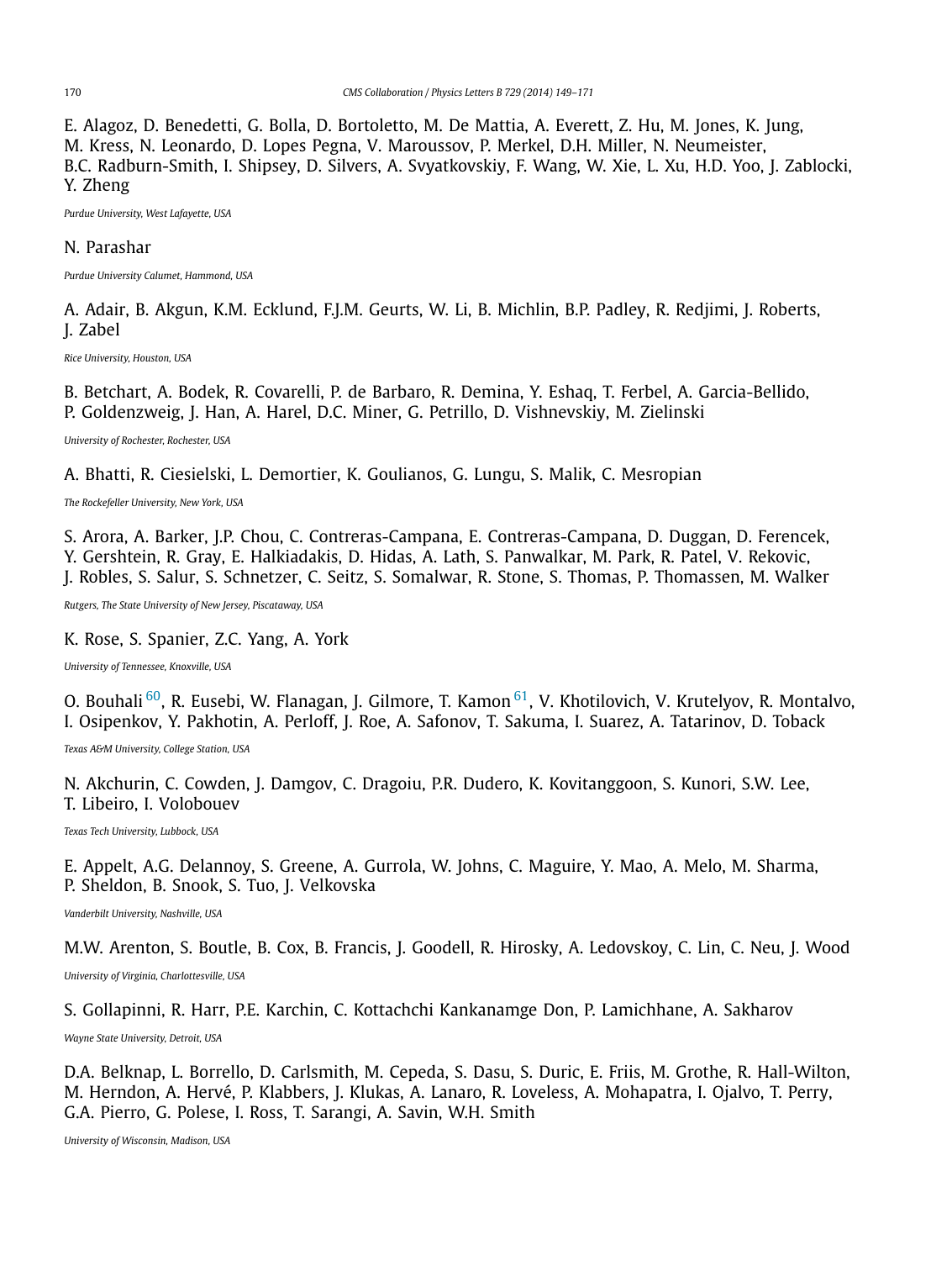E. Alagoz, D. Benedetti, G. Bolla, D. Bortoletto, M. De Mattia, A. Everett, Z. Hu, M. Jones, K. Jung, M. Kress, N. Leonardo, D. Lopes Pegna, V. Maroussov, P. Merkel, D.H. Miller, N. Neumeister, B.C. Radburn-Smith, I. Shipsey, D. Silvers, A. Svyatkovskiy, F. Wang, W. Xie, L. Xu, H.D. Yoo, J. Zablocki, Y. Zheng

*Purdue University, West Lafayette, USA*

N. Parashar

*Purdue University Calumet, Hammond, USA*

A. Adair, B. Akgun, K.M. Ecklund, F.J.M. Geurts, W. Li, B. Michlin, B.P. Padley, R. Redjimi, J. Roberts, J. Zabel

*Rice University, Houston, USA*

B. Betchart, A. Bodek, R. Covarelli, P. de Barbaro, R. Demina, Y. Eshaq, T. Ferbel, A. Garcia-Bellido, P. Goldenzweig, J. Han, A. Harel, D.C. Miner, G. Petrillo, D. Vishnevskiy, M. Zielinski

*University of Rochester, Rochester, USA*

A. Bhatti, R. Ciesielski, L. Demortier, K. Goulianos, G. Lungu, S. Malik, C. Mesropian

*The Rockefeller University, New York, USA*

S. Arora, A. Barker, J.P. Chou, C. Contreras-Campana, E. Contreras-Campana, D. Duggan, D. Ferencek, Y. Gershtein, R. Gray, E. Halkiadakis, D. Hidas, A. Lath, S. Panwalkar, M. Park, R. Patel, V. Rekovic, J. Robles, S. Salur, S. Schnetzer, C. Seitz, S. Somalwar, R. Stone, S. Thomas, P. Thomassen, M. Walker

*Rutgers, The State University of New Jersey, Piscataway, USA*

K. Rose, S. Spanier, Z.C. Yang, A. York

*University of Tennessee, Knoxville, USA*

O. Bouhali [60], R. Eusebi, W. Flanagan, J. Gilmore, T. Kamon [61], V. Khotilovich, V. Krutelyov, R. Montalvo, I. Osipenkov, Y. Pakhotin, A. Perloff, J. Roe, A. Safonov, T. Sakuma, I. Suarez, A. Tatarinov, D. Toback

*Texas A&M University, College Station, USA*

N. Akchurin, C. Cowden, J. Damgov, C. Dragoiu, P.R. Dudero, K. Kovitanggoon, S. Kunori, S.W. Lee, T. Libeiro, I. Volobouev

*Texas Tech University, Lubbock, USA*

E. Appelt, A.G. Delannoy, S. Greene, A. Gurrola, W. Johns, C. Maguire, Y. Mao, A. Melo, M. Sharma, P. Sheldon, B. Snook, S. Tuo, J. Velkovska

*Vanderbilt University, Nashville, USA*

M.W. Arenton, S. Boutle, B. Cox, B. Francis, J. Goodell, R. Hirosky, A. Ledovskoy, C. Lin, C. Neu, J. Wood

*University of Virginia, Charlottesville, USA*

S. Gollapinni, R. Harr, P.E. Karchin, C. Kottachchi Kankanamge Don, P. Lamichhane, A. Sakharov

*Wayne State University, Detroit, USA*

D.A. Belknap, L. Borrello, D. Carlsmith, M. Cepeda, S. Dasu, S. Duric, E. Friis, M. Grothe, R. Hall-Wilton, M. Herndon, A. Hervé, P. Klabbers, J. Klukas, A. Lanaro, R. Loveless, A. Mohapatra, I. Ojalvo, T. Perry, G.A. Pierro, G. Polese, I. Ross, T. Sarangi, A. Savin, W.H. Smith

*University of Wisconsin, Madison, USA*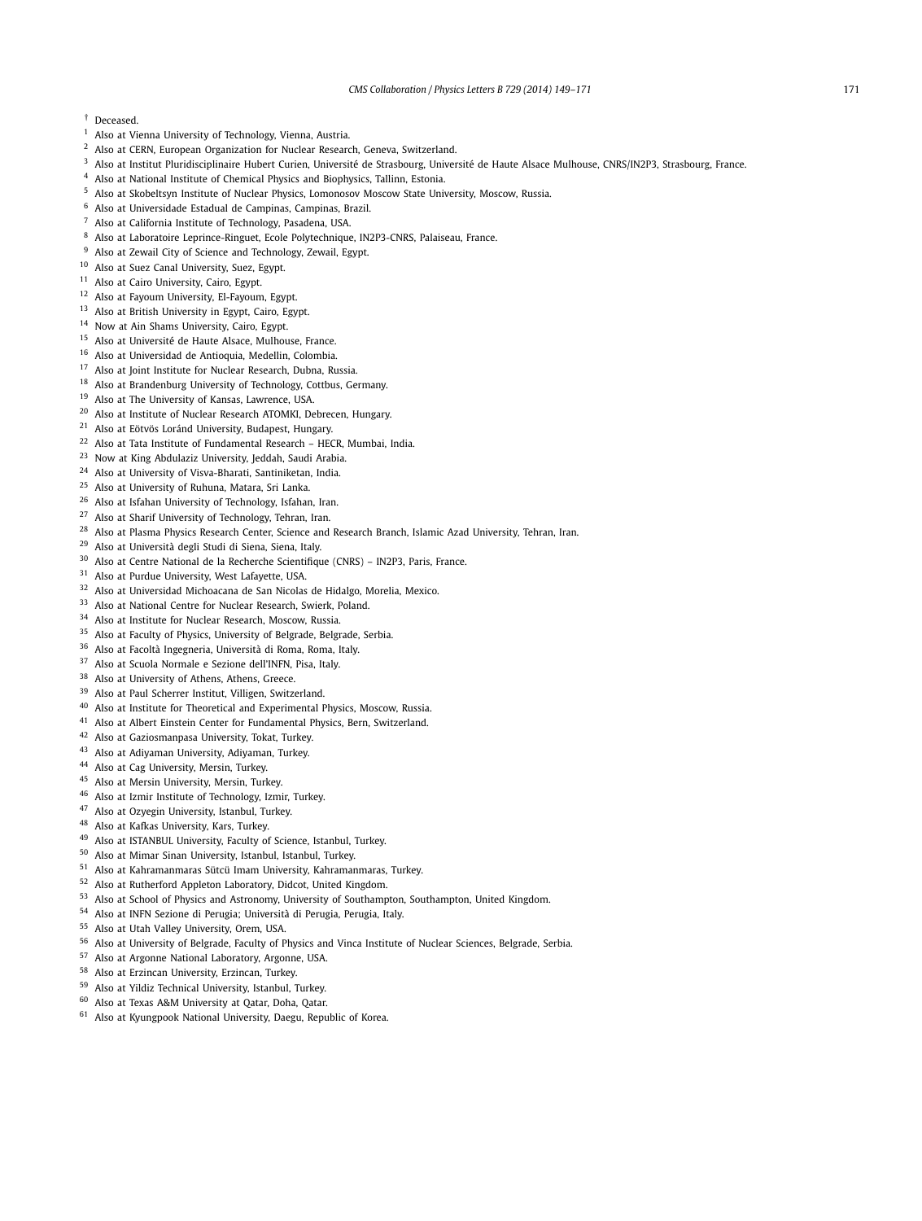[†] Deceased.

[1] Also at Vienna University of Technology, Vienna, Austria.

[2] Also at CERN, European Organization for Nuclear Research, Geneva, Switzerland.

[3] Also at Institut Pluridisciplinaire Hubert Curien, Université de Strasbourg, Université de Haute Alsace Mulhouse, CNRS/IN2P3, Strasbourg, France.

[4] Also at National Institute of Chemical Physics and Biophysics, Tallinn, Estonia.

[5] Also at Skobeltsyn Institute of Nuclear Physics, Lomonosov Moscow State University, Moscow, Russia.

[6] Also at Universidade Estadual de Campinas, Campinas, Brazil.

[7] Also at California Institute of Technology, Pasadena, USA.

[8] Also at Laboratoire Leprince-Ringuet, Ecole Polytechnique, IN2P3-CNRS, Palaiseau, France.

[9] Also at Zewail City of Science and Technology, Zewail, Egypt.

[10] Also at Suez Canal University, Suez, Egypt.

[11] Also at Cairo University, Cairo, Egypt.

[12] Also at Fayoum University, El-Fayoum, Egypt.

[13] Also at British University in Egypt, Cairo, Egypt.

[14] Now at Ain Shams University, Cairo, Egypt.

[15] Also at Université de Haute Alsace, Mulhouse, France.

[16] Also at Universidad de Antioquia, Medellin, Colombia.

[17] Also at Joint Institute for Nuclear Research, Dubna, Russia.

[18] Also at Brandenburg University of Technology, Cottbus, Germany.

[19] Also at The University of Kansas, Lawrence, USA.

[20] Also at Institute of Nuclear Research ATOMKI, Debrecen, Hungary.

[21] Also at Eötvös Loránd University, Budapest, Hungary.

[22] Also at Tata Institute of Fundamental Research – HECR, Mumbai, India.

[23] Now at King Abdulaziz University, Jeddah, Saudi Arabia.

[24] Also at University of Visva-Bharati, Santiniketan, India.

[25] Also at University of Ruhuna, Matara, Sri Lanka.

[26] Also at Isfahan University of Technology, Isfahan, Iran.

[27] Also at Sharif University of Technology, Tehran, Iran.

[28] Also at Plasma Physics Research Center, Science and Research Branch, Islamic Azad University, Tehran, Iran.

[29] Also at Università degli Studi di Siena, Siena, Italy.

[30] Also at Centre National de la Recherche Scientifique (CNRS) – IN2P3, Paris, France.

[31] Also at Purdue University, West Lafayette, USA.

[32] Also at Universidad Michoacana de San Nicolas de Hidalgo, Morelia, Mexico.

[33] Also at National Centre for Nuclear Research, Swierk, Poland.

[34] Also at Institute for Nuclear Research, Moscow, Russia.

[35] Also at Faculty of Physics, University of Belgrade, Belgrade, Serbia.

[36] Also at Facoltà Ingegneria, Università di Roma, Roma, Italy.

[37] Also at Scuola Normale e Sezione dell'INFN, Pisa, Italy.

[38] Also at University of Athens, Athens, Greece.

[39] Also at Paul Scherrer Institut, Villigen, Switzerland.

[40] Also at Institute for Theoretical and Experimental Physics, Moscow, Russia.

[41] Also at Albert Einstein Center for Fundamental Physics, Bern, Switzerland.

[42] Also at Gaziosmanpasa University, Tokat, Turkey.

[43] Also at Adiyaman University, Adiyaman, Turkey.

[44] Also at Cag University, Mersin, Turkey.

[45] Also at Mersin University, Mersin, Turkey.

[46] Also at Izmir Institute of Technology, Izmir, Turkey.

[47] Also at Ozyegin University, Istanbul, Turkey.

[48] Also at Kafkas University, Kars, Turkey.

[49] Also at ISTANBUL University, Faculty of Science, Istanbul, Turkey.

[50] Also at Mimar Sinan University, Istanbul, Istanbul, Turkey.

[51] Also at Kahramanmaras Sütcü Imam University, Kahramanmaras, Turkey.

[52] Also at Rutherford Appleton Laboratory, Didcot, United Kingdom.

[53] Also at School of Physics and Astronomy, University of Southampton, Southampton, United Kingdom.

[54] Also at INFN Sezione di Perugia; Università di Perugia, Perugia, Italy.

[55] Also at Utah Valley University, Orem, USA.

[56] Also at University of Belgrade, Faculty of Physics and Vinca Institute of Nuclear Sciences, Belgrade, Serbia.

[57] Also at Argonne National Laboratory, Argonne, USA.

[58] Also at Erzincan University, Erzincan, Turkey.

[59] Also at Yildiz Technical University, Istanbul, Turkey.

[60] Also at Texas A&M University at Qatar, Doha, Qatar.

[61] Also at Kyungpook National University, Daegu, Republic of Korea.